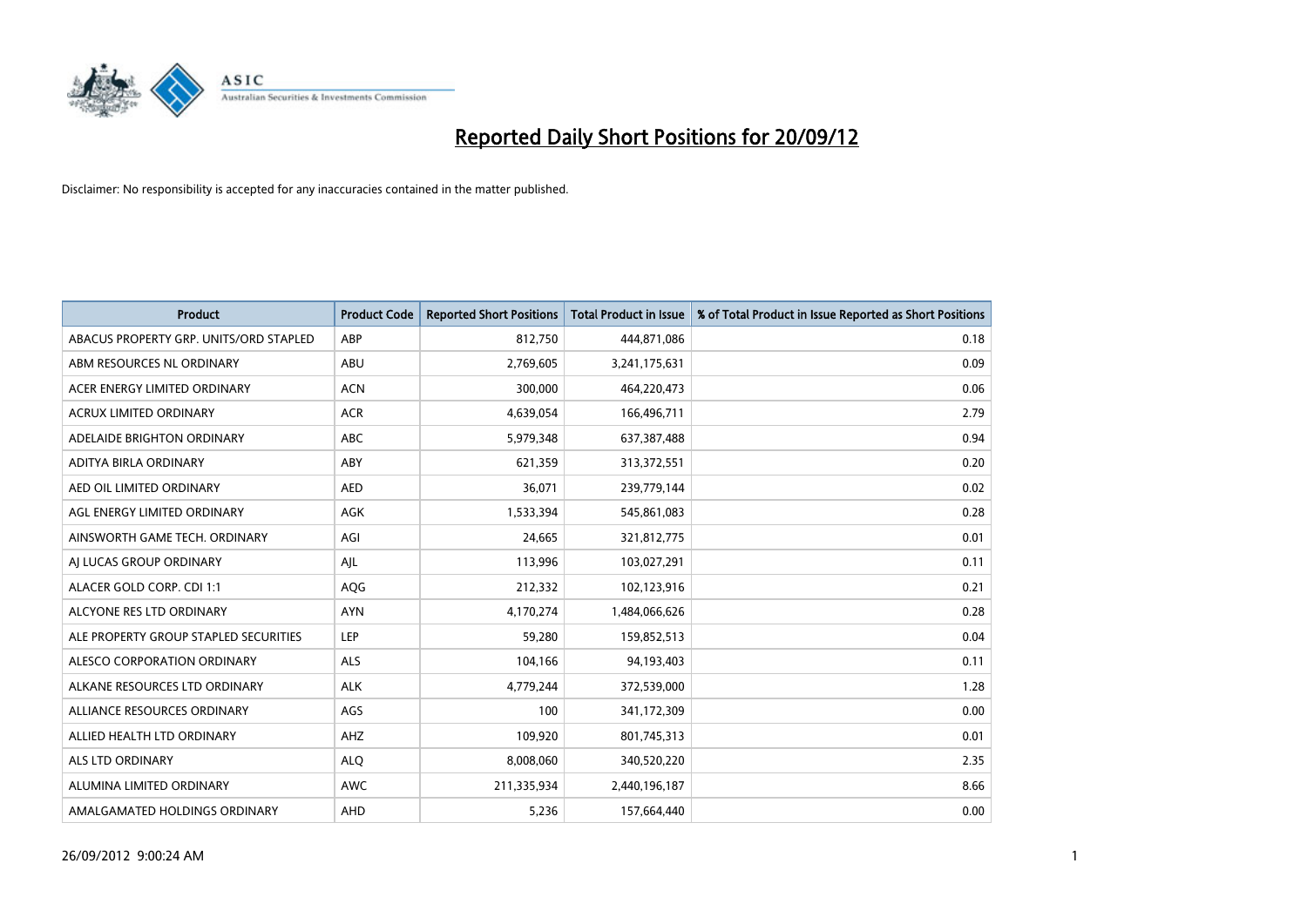# Reported Daily Short Positions for 20/09/12

Disclaimer: No responsibility is accepted for any inaccuracies contained in the matter published.

| Product | Product Code | Reported Short Positions | Total Product in Issue | % of Total Product in Issue Reported as Short Positions |
|---|---|---|---|---|
| ABACUS PROPERTY GRP. UNITS/ORD STAPLED | ABP | 812,750 | 444,871,086 | 0.18 |
| ABM RESOURCES NL ORDINARY | ABU | 2,769,605 | 3,241,175,631 | 0.09 |
| ACER ENERGY LIMITED ORDINARY | ACN | 300,000 | 464,220,473 | 0.06 |
| ACRUX LIMITED ORDINARY | ACR | 4,639,054 | 166,496,711 | 2.79 |
| ADELAIDE BRIGHTON ORDINARY | ABC | 5,979,348 | 637,387,488 | 0.94 |
| ADITYA BIRLA ORDINARY | ABY | 621,359 | 313,372,551 | 0.20 |
| AED OIL LIMITED ORDINARY | AED | 36,071 | 239,779,144 | 0.02 |
| AGL ENERGY LIMITED ORDINARY | AGK | 1,533,394 | 545,861,083 | 0.28 |
| AINSWORTH GAME TECH. ORDINARY | AGI | 24,665 | 321,812,775 | 0.01 |
| AJ LUCAS GROUP ORDINARY | AJL | 113,996 | 103,027,291 | 0.11 |
| ALACER GOLD CORP. CDI 1:1 | AQG | 212,332 | 102,123,916 | 0.21 |
| ALCYONE RES LTD ORDINARY | AYN | 4,170,274 | 1,484,066,626 | 0.28 |
| ALE PROPERTY GROUP STAPLED SECURITIES | LEP | 59,280 | 159,852,513 | 0.04 |
| ALESCO CORPORATION ORDINARY | ALS | 104,166 | 94,193,403 | 0.11 |
| ALKANE RESOURCES LTD ORDINARY | ALK | 4,779,244 | 372,539,000 | 1.28 |
| ALLIANCE RESOURCES ORDINARY | AGS | 100 | 341,172,309 | 0.00 |
| ALLIED HEALTH LTD ORDINARY | AHZ | 109,920 | 801,745,313 | 0.01 |
| ALS LTD ORDINARY | ALQ | 8,008,060 | 340,520,220 | 2.35 |
| ALUMINA LIMITED ORDINARY | AWC | 211,335,934 | 2,440,196,187 | 8.66 |
| AMALGAMATED HOLDINGS ORDINARY | AHD | 5,236 | 157,664,440 | 0.00 |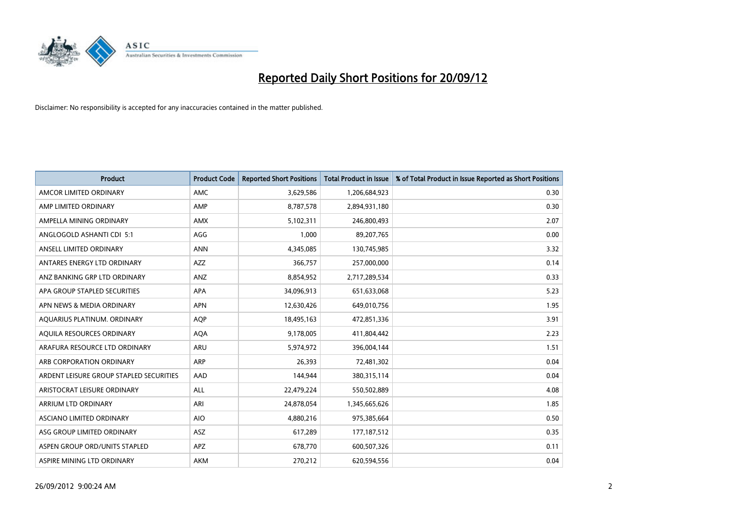# Reported Daily Short Positions for 20/09/12

Disclaimer: No responsibility is accepted for any inaccuracies contained in the matter published.

| Product | Product Code | Reported Short Positions | Total Product in Issue | % of Total Product in Issue Reported as Short Positions |
|---|---|---|---|---|
| AMCOR LIMITED ORDINARY | AMC | 3,629,586 | 1,206,684,923 | 0.30 |
| AMP LIMITED ORDINARY | AMP | 8,787,578 | 2,894,931,180 | 0.30 |
| AMPELLA MINING ORDINARY | AMX | 5,102,311 | 246,800,493 | 2.07 |
| ANGLOGOLD ASHANTI CDI 5:1 | AGG | 1,000 | 89,207,765 | 0.00 |
| ANSELL LIMITED ORDINARY | ANN | 4,345,085 | 130,745,985 | 3.32 |
| ANTARES ENERGY LTD ORDINARY | AZZ | 366,757 | 257,000,000 | 0.14 |
| ANZ BANKING GRP LTD ORDINARY | ANZ | 8,854,952 | 2,717,289,534 | 0.33 |
| APA GROUP STAPLED SECURITIES | APA | 34,096,913 | 651,633,068 | 5.23 |
| APN NEWS & MEDIA ORDINARY | APN | 12,630,426 | 649,010,756 | 1.95 |
| AQUARIUS PLATINUM. ORDINARY | AQP | 18,495,163 | 472,851,336 | 3.91 |
| AQUILA RESOURCES ORDINARY | AQA | 9,178,005 | 411,804,442 | 2.23 |
| ARAFURA RESOURCE LTD ORDINARY | ARU | 5,974,972 | 396,004,144 | 1.51 |
| ARB CORPORATION ORDINARY | ARP | 26,393 | 72,481,302 | 0.04 |
| ARDENT LEISURE GROUP STAPLED SECURITIES | AAD | 144,944 | 380,315,114 | 0.04 |
| ARISTOCRAT LEISURE ORDINARY | ALL | 22,479,224 | 550,502,889 | 4.08 |
| ARRIUM LTD ORDINARY | ARI | 24,878,054 | 1,345,665,626 | 1.85 |
| ASCIANO LIMITED ORDINARY | AIO | 4,880,216 | 975,385,664 | 0.50 |
| ASG GROUP LIMITED ORDINARY | ASZ | 617,289 | 177,187,512 | 0.35 |
| ASPEN GROUP ORD/UNITS STAPLED | APZ | 678,770 | 600,507,326 | 0.11 |
| ASPIRE MINING LTD ORDINARY | AKM | 270,212 | 620,594,556 | 0.04 |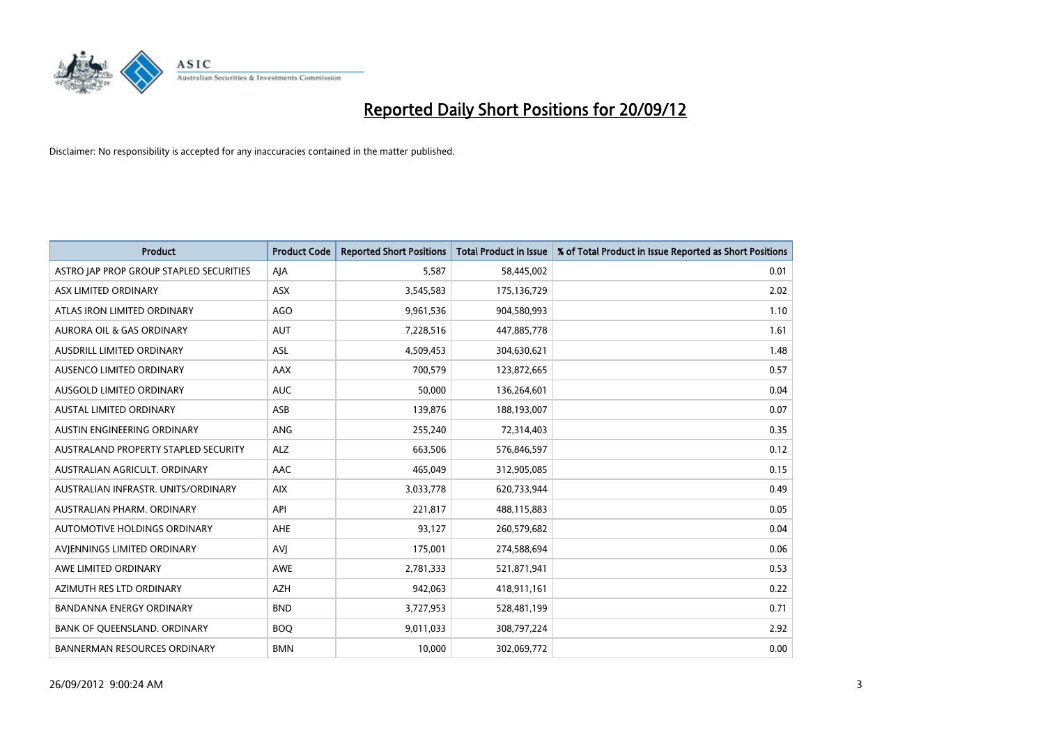# Reported Daily Short Positions for 20/09/12

Disclaimer: No responsibility is accepted for any inaccuracies contained in the matter published.

| Product | Product Code | Reported Short Positions | Total Product in Issue | % of Total Product in Issue Reported as Short Positions |
|---|---|---|---|---|
| ASTRO JAP PROP GROUP STAPLED SECURITIES | AJA | 5,587 | 58,445,002 | 0.01 |
| ASX LIMITED ORDINARY | ASX | 3,545,583 | 175,136,729 | 2.02 |
| ATLAS IRON LIMITED ORDINARY | AGO | 9,961,536 | 904,580,993 | 1.10 |
| AURORA OIL & GAS ORDINARY | AUT | 7,228,516 | 447,885,778 | 1.61 |
| AUSDRILL LIMITED ORDINARY | ASL | 4,509,453 | 304,630,621 | 1.48 |
| AUSENCO LIMITED ORDINARY | AAX | 700,579 | 123,872,665 | 0.57 |
| AUSGOLD LIMITED ORDINARY | AUC | 50,000 | 136,264,601 | 0.04 |
| AUSTAL LIMITED ORDINARY | ASB | 139,876 | 188,193,007 | 0.07 |
| AUSTIN ENGINEERING ORDINARY | ANG | 255,240 | 72,314,403 | 0.35 |
| AUSTRALAND PROPERTY STAPLED SECURITY | ALZ | 663,506 | 576,846,597 | 0.12 |
| AUSTRALIAN AGRICULT. ORDINARY | AAC | 465,049 | 312,905,085 | 0.15 |
| AUSTRALIAN INFRASTR. UNITS/ORDINARY | AIX | 3,033,778 | 620,733,944 | 0.49 |
| AUSTRALIAN PHARM. ORDINARY | API | 221,817 | 488,115,883 | 0.05 |
| AUTOMOTIVE HOLDINGS ORDINARY | AHE | 93,127 | 260,579,682 | 0.04 |
| AVJENNINGS LIMITED ORDINARY | AVJ | 175,001 | 274,588,694 | 0.06 |
| AWE LIMITED ORDINARY | AWE | 2,781,333 | 521,871,941 | 0.53 |
| AZIMUTH RES LTD ORDINARY | AZH | 942,063 | 418,911,161 | 0.22 |
| BANDANNA ENERGY ORDINARY | BND | 3,727,953 | 528,481,199 | 0.71 |
| BANK OF QUEENSLAND. ORDINARY | BOQ | 9,011,033 | 308,797,224 | 2.92 |
| BANNERMAN RESOURCES ORDINARY | BMN | 10,000 | 302,069,772 | 0.00 |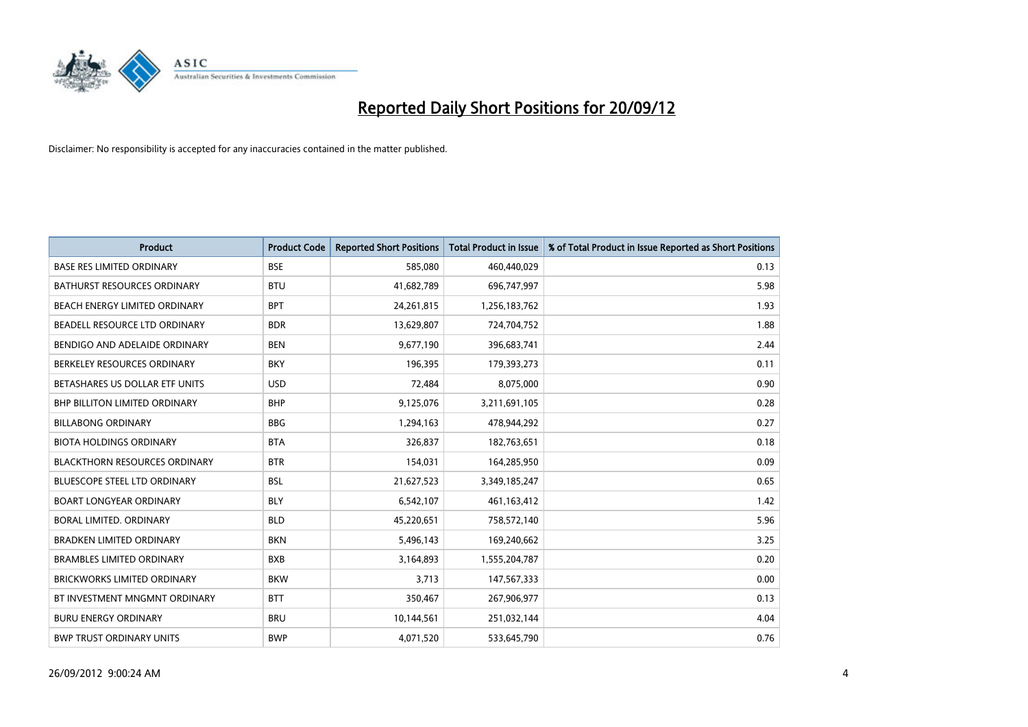# Reported Daily Short Positions for 20/09/12

Disclaimer: No responsibility is accepted for any inaccuracies contained in the matter published.

| Product | Product Code | Reported Short Positions | Total Product in Issue | % of Total Product in Issue Reported as Short Positions |
|---|---|---|---|---|
| BASE RES LIMITED ORDINARY | BSE | 585,080 | 460,440,029 | 0.13 |
| BATHURST RESOURCES ORDINARY | BTU | 41,682,789 | 696,747,997 | 5.98 |
| BEACH ENERGY LIMITED ORDINARY | BPT | 24,261,815 | 1,256,183,762 | 1.93 |
| BEADELL RESOURCE LTD ORDINARY | BDR | 13,629,807 | 724,704,752 | 1.88 |
| BENDIGO AND ADELAIDE ORDINARY | BEN | 9,677,190 | 396,683,741 | 2.44 |
| BERKELEY RESOURCES ORDINARY | BKY | 196,395 | 179,393,273 | 0.11 |
| BETASHARES US DOLLAR ETF UNITS | USD | 72,484 | 8,075,000 | 0.90 |
| BHP BILLITON LIMITED ORDINARY | BHP | 9,125,076 | 3,211,691,105 | 0.28 |
| BILLABONG ORDINARY | BBG | 1,294,163 | 478,944,292 | 0.27 |
| BIOTA HOLDINGS ORDINARY | BTA | 326,837 | 182,763,651 | 0.18 |
| BLACKTHORN RESOURCES ORDINARY | BTR | 154,031 | 164,285,950 | 0.09 |
| BLUESCOPE STEEL LTD ORDINARY | BSL | 21,627,523 | 3,349,185,247 | 0.65 |
| BOART LONGYEAR ORDINARY | BLY | 6,542,107 | 461,163,412 | 1.42 |
| BORAL LIMITED. ORDINARY | BLD | 45,220,651 | 758,572,140 | 5.96 |
| BRADKEN LIMITED ORDINARY | BKN | 5,496,143 | 169,240,662 | 3.25 |
| BRAMBLES LIMITED ORDINARY | BXB | 3,164,893 | 1,555,204,787 | 0.20 |
| BRICKWORKS LIMITED ORDINARY | BKW | 3,713 | 147,567,333 | 0.00 |
| BT INVESTMENT MNGMNT ORDINARY | BTT | 350,467 | 267,906,977 | 0.13 |
| BURU ENERGY ORDINARY | BRU | 10,144,561 | 251,032,144 | 4.04 |
| BWP TRUST ORDINARY UNITS | BWP | 4,071,520 | 533,645,790 | 0.76 |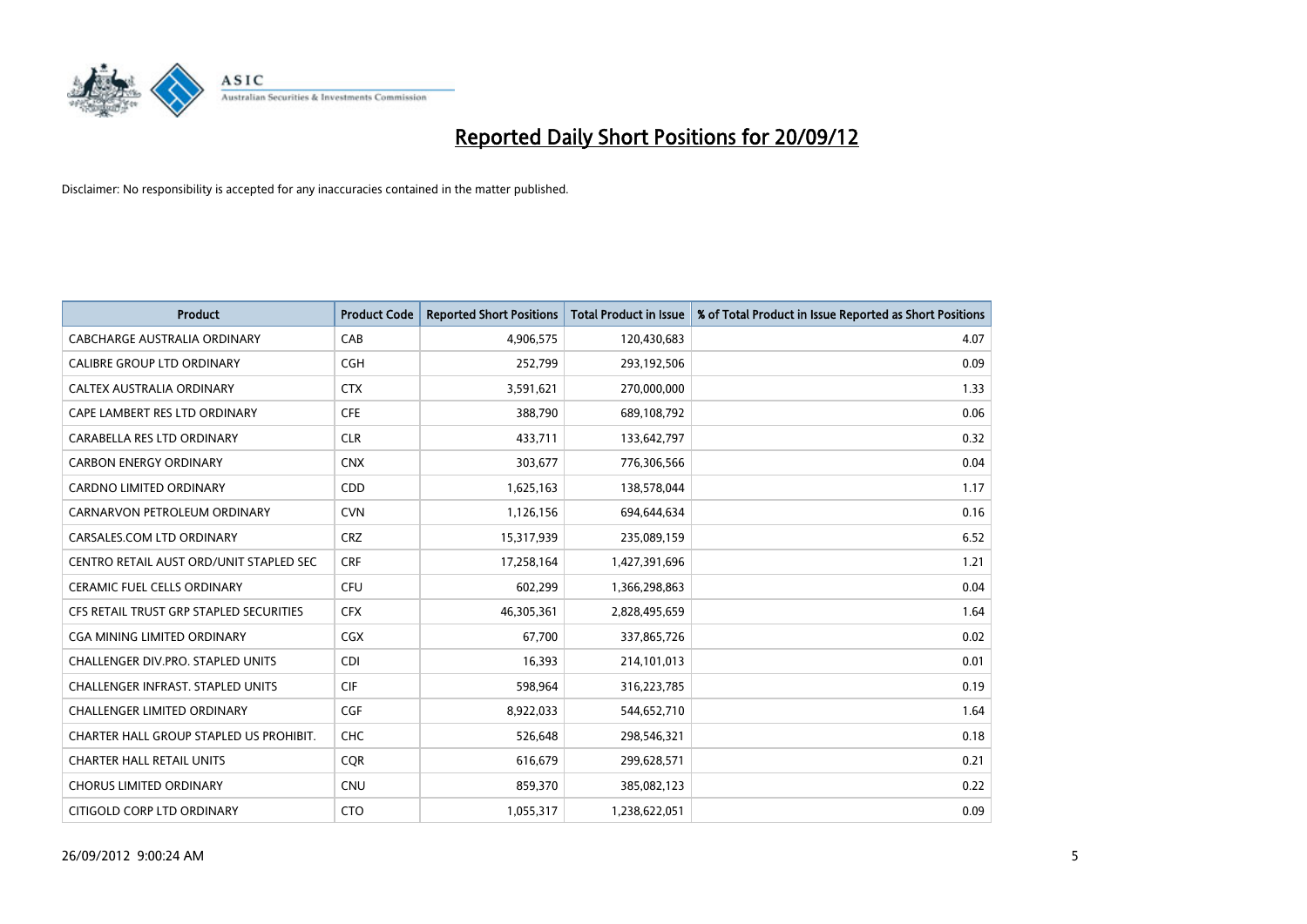# Reported Daily Short Positions for 20/09/12

Disclaimer: No responsibility is accepted for any inaccuracies contained in the matter published.

| Product | Product Code | Reported Short Positions | Total Product in Issue | % of Total Product in Issue Reported as Short Positions |
|---|---|---|---|---|
| CABCHARGE AUSTRALIA ORDINARY | CAB | 4,906,575 | 120,430,683 | 4.07 |
| CALIBRE GROUP LTD ORDINARY | CGH | 252,799 | 293,192,506 | 0.09 |
| CALTEX AUSTRALIA ORDINARY | CTX | 3,591,621 | 270,000,000 | 1.33 |
| CAPE LAMBERT RES LTD ORDINARY | CFE | 388,790 | 689,108,792 | 0.06 |
| CARABELLA RES LTD ORDINARY | CLR | 433,711 | 133,642,797 | 0.32 |
| CARBON ENERGY ORDINARY | CNX | 303,677 | 776,306,566 | 0.04 |
| CARDNO LIMITED ORDINARY | CDD | 1,625,163 | 138,578,044 | 1.17 |
| CARNARVON PETROLEUM ORDINARY | CVN | 1,126,156 | 694,644,634 | 0.16 |
| CARSALES.COM LTD ORDINARY | CRZ | 15,317,939 | 235,089,159 | 6.52 |
| CENTRO RETAIL AUST ORD/UNIT STAPLED SEC | CRF | 17,258,164 | 1,427,391,696 | 1.21 |
| CERAMIC FUEL CELLS ORDINARY | CFU | 602,299 | 1,366,298,863 | 0.04 |
| CFS RETAIL TRUST GRP STAPLED SECURITIES | CFX | 46,305,361 | 2,828,495,659 | 1.64 |
| CGA MINING LIMITED ORDINARY | CGX | 67,700 | 337,865,726 | 0.02 |
| CHALLENGER DIV.PRO. STAPLED UNITS | CDI | 16,393 | 214,101,013 | 0.01 |
| CHALLENGER INFRAST. STAPLED UNITS | CIF | 598,964 | 316,223,785 | 0.19 |
| CHALLENGER LIMITED ORDINARY | CGF | 8,922,033 | 544,652,710 | 1.64 |
| CHARTER HALL GROUP STAPLED US PROHIBIT. | CHC | 526,648 | 298,546,321 | 0.18 |
| CHARTER HALL RETAIL UNITS | CQR | 616,679 | 299,628,571 | 0.21 |
| CHORUS LIMITED ORDINARY | CNU | 859,370 | 385,082,123 | 0.22 |
| CITIGOLD CORP LTD ORDINARY | CTO | 1,055,317 | 1,238,622,051 | 0.09 |

26/09/2012 9:00:24 AM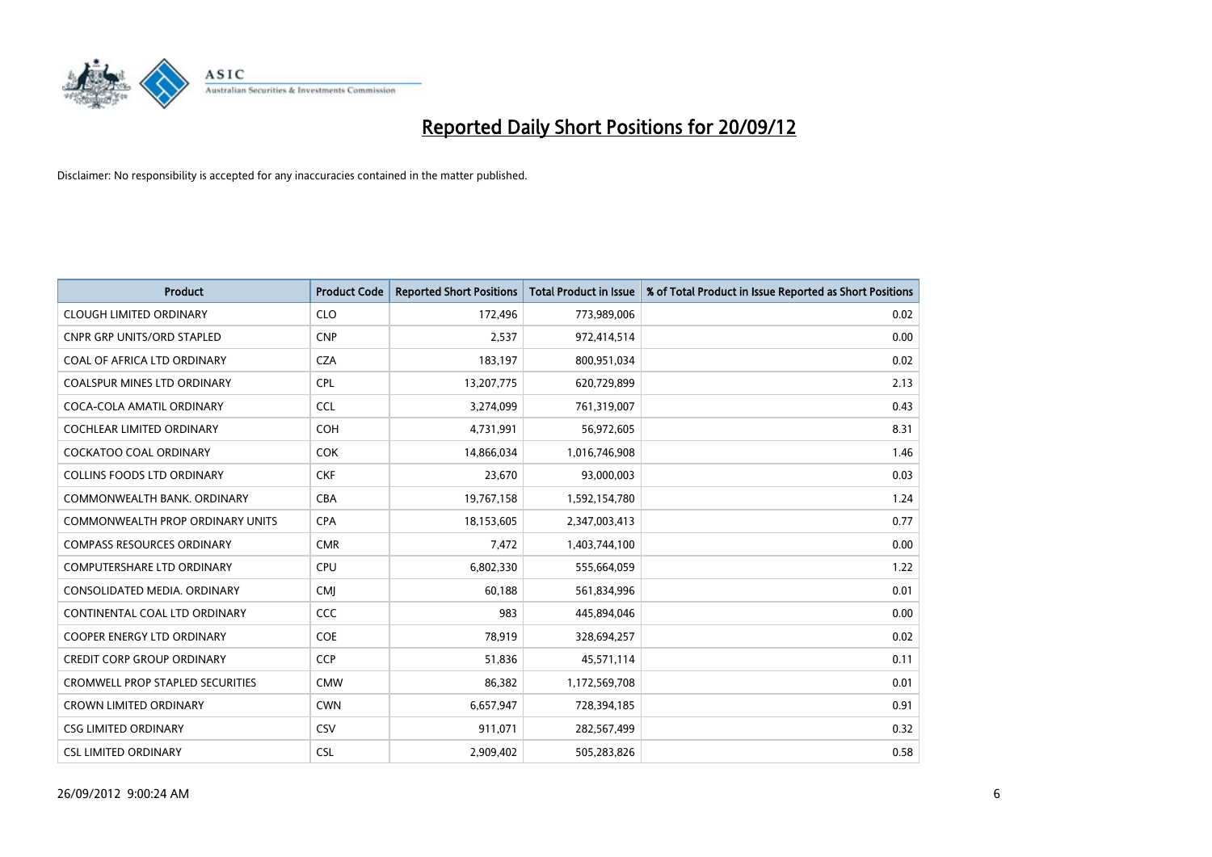# Reported Daily Short Positions for 20/09/12

Disclaimer: No responsibility is accepted for any inaccuracies contained in the matter published.

| Product | Product Code | Reported Short Positions | Total Product in Issue | % of Total Product in Issue Reported as Short Positions |
| --- | --- | --- | --- | --- |
| CLOUGH LIMITED ORDINARY | CLO | 172,496 | 773,989,006 | 0.02 |
| CNPR GRP UNITS/ORD STAPLED | CNP | 2,537 | 972,414,514 | 0.00 |
| COAL OF AFRICA LTD ORDINARY | CZA | 183,197 | 800,951,034 | 0.02 |
| COALSPUR MINES LTD ORDINARY | CPL | 13,207,775 | 620,729,899 | 2.13 |
| COCA-COLA AMATIL ORDINARY | CCL | 3,274,099 | 761,319,007 | 0.43 |
| COCHLEAR LIMITED ORDINARY | COH | 4,731,991 | 56,972,605 | 8.31 |
| COCKATOO COAL ORDINARY | COK | 14,866,034 | 1,016,746,908 | 1.46 |
| COLLINS FOODS LTD ORDINARY | CKF | 23,670 | 93,000,003 | 0.03 |
| COMMONWEALTH BANK. ORDINARY | CBA | 19,767,158 | 1,592,154,780 | 1.24 |
| COMMONWEALTH PROP ORDINARY UNITS | CPA | 18,153,605 | 2,347,003,413 | 0.77 |
| COMPASS RESOURCES ORDINARY | CMR | 7,472 | 1,403,744,100 | 0.00 |
| COMPUTERSHARE LTD ORDINARY | CPU | 6,802,330 | 555,664,059 | 1.22 |
| CONSOLIDATED MEDIA. ORDINARY | CMJ | 60,188 | 561,834,996 | 0.01 |
| CONTINENTAL COAL LTD ORDINARY | CCC | 983 | 445,894,046 | 0.00 |
| COOPER ENERGY LTD ORDINARY | COE | 78,919 | 328,694,257 | 0.02 |
| CREDIT CORP GROUP ORDINARY | CCP | 51,836 | 45,571,114 | 0.11 |
| CROMWELL PROP STAPLED SECURITIES | CMW | 86,382 | 1,172,569,708 | 0.01 |
| CROWN LIMITED ORDINARY | CWN | 6,657,947 | 728,394,185 | 0.91 |
| CSG LIMITED ORDINARY | CSV | 911,071 | 282,567,499 | 0.32 |
| CSL LIMITED ORDINARY | CSL | 2,909,402 | 505,283,826 | 0.58 |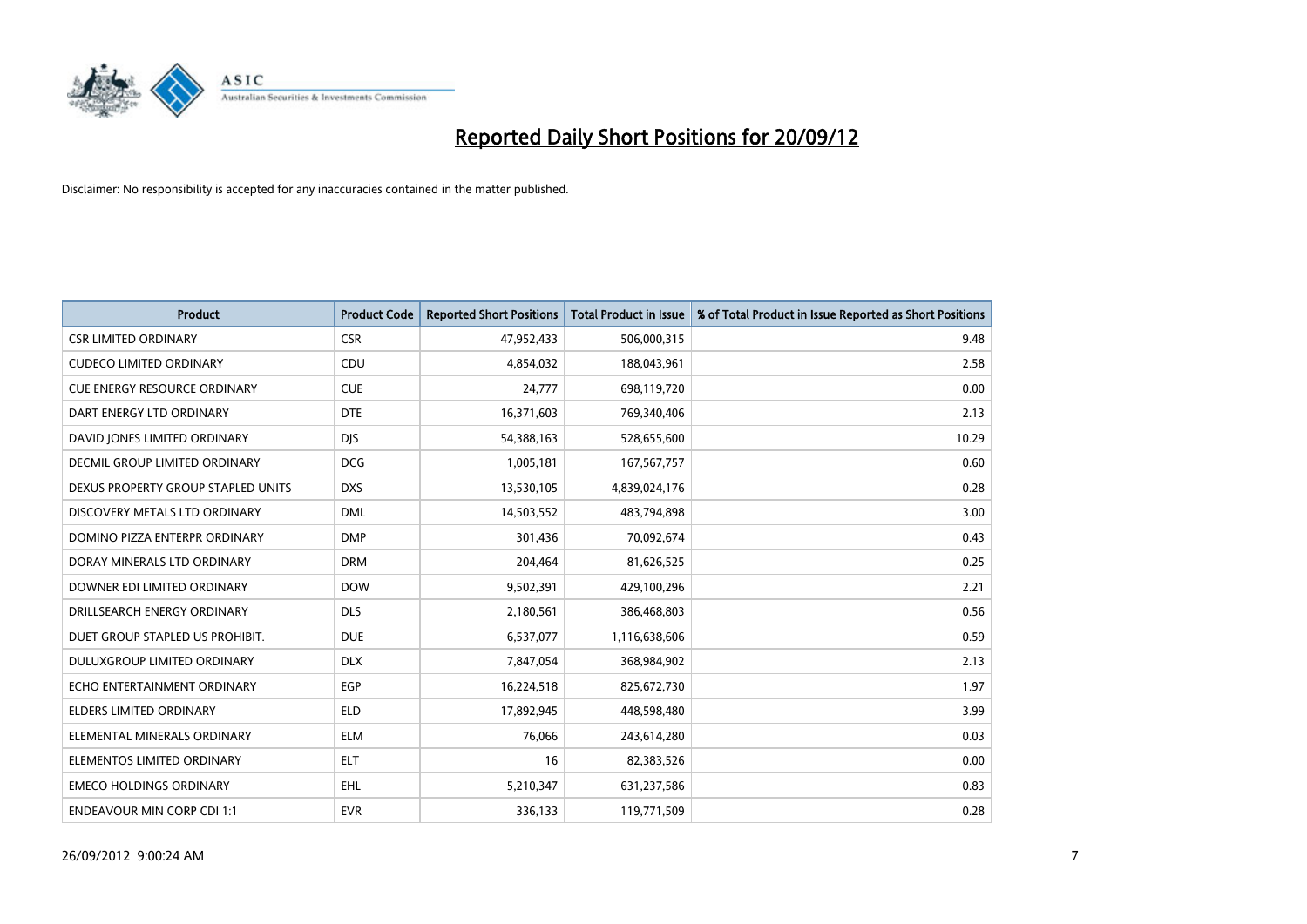# Reported Daily Short Positions for 20/09/12

Disclaimer: No responsibility is accepted for any inaccuracies contained in the matter published.

| Product | Product Code | Reported Short Positions | Total Product in Issue | % of Total Product in Issue Reported as Short Positions |
|---|---|---|---|---|
| CSR LIMITED ORDINARY | CSR | 47,952,433 | 506,000,315 | 9.48 |
| CUDECO LIMITED ORDINARY | CDU | 4,854,032 | 188,043,961 | 2.58 |
| CUE ENERGY RESOURCE ORDINARY | CUE | 24,777 | 698,119,720 | 0.00 |
| DART ENERGY LTD ORDINARY | DTE | 16,371,603 | 769,340,406 | 2.13 |
| DAVID JONES LIMITED ORDINARY | DJS | 54,388,163 | 528,655,600 | 10.29 |
| DECMIL GROUP LIMITED ORDINARY | DCG | 1,005,181 | 167,567,757 | 0.60 |
| DEXUS PROPERTY GROUP STAPLED UNITS | DXS | 13,530,105 | 4,839,024,176 | 0.28 |
| DISCOVERY METALS LTD ORDINARY | DML | 14,503,552 | 483,794,898 | 3.00 |
| DOMINO PIZZA ENTERPR ORDINARY | DMP | 301,436 | 70,092,674 | 0.43 |
| DORAY MINERALS LTD ORDINARY | DRM | 204,464 | 81,626,525 | 0.25 |
| DOWNER EDI LIMITED ORDINARY | DOW | 9,502,391 | 429,100,296 | 2.21 |
| DRILLSEARCH ENERGY ORDINARY | DLS | 2,180,561 | 386,468,803 | 0.56 |
| DUET GROUP STAPLED US PROHIBIT. | DUE | 6,537,077 | 1,116,638,606 | 0.59 |
| DULUXGROUP LIMITED ORDINARY | DLX | 7,847,054 | 368,984,902 | 2.13 |
| ECHO ENTERTAINMENT ORDINARY | EGP | 16,224,518 | 825,672,730 | 1.97 |
| ELDERS LIMITED ORDINARY | ELD | 17,892,945 | 448,598,480 | 3.99 |
| ELEMENTAL MINERALS ORDINARY | ELM | 76,066 | 243,614,280 | 0.03 |
| ELEMENTOS LIMITED ORDINARY | ELT | 16 | 82,383,526 | 0.00 |
| EMECO HOLDINGS ORDINARY | EHL | 5,210,347 | 631,237,586 | 0.83 |
| ENDEAVOUR MIN CORP CDI 1:1 | EVR | 336,133 | 119,771,509 | 0.28 |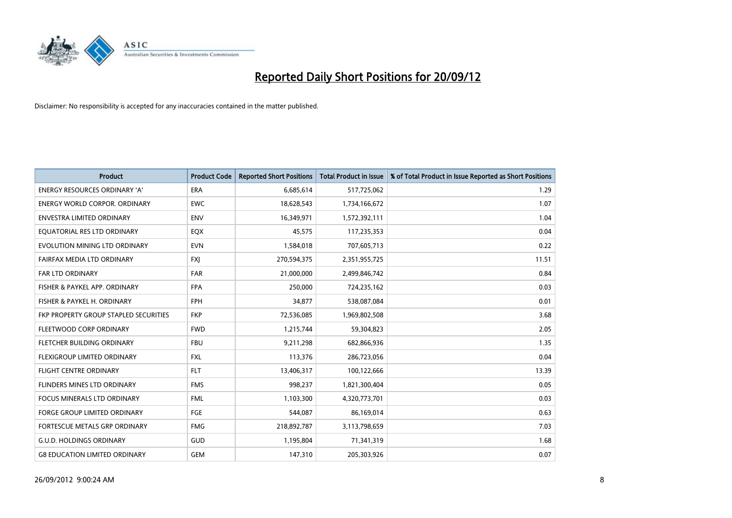# Reported Daily Short Positions for 20/09/12

Disclaimer: No responsibility is accepted for any inaccuracies contained in the matter published.

| Product | Product Code | Reported Short Positions | Total Product in Issue | % of Total Product in Issue Reported as Short Positions |
|---|---|---|---|---|
| ENERGY RESOURCES ORDINARY 'A' | ERA | 6,685,614 | 517,725,062 | 1.29 |
| ENERGY WORLD CORPOR. ORDINARY | EWC | 18,628,543 | 1,734,166,672 | 1.07 |
| ENVESTRA LIMITED ORDINARY | ENV | 16,349,971 | 1,572,392,111 | 1.04 |
| EQUATORIAL RES LTD ORDINARY | EQX | 45,575 | 117,235,353 | 0.04 |
| EVOLUTION MINING LTD ORDINARY | EVN | 1,584,018 | 707,605,713 | 0.22 |
| FAIRFAX MEDIA LTD ORDINARY | FXJ | 270,594,375 | 2,351,955,725 | 11.51 |
| FAR LTD ORDINARY | FAR | 21,000,000 | 2,499,846,742 | 0.84 |
| FISHER & PAYKEL APP. ORDINARY | FPA | 250,000 | 724,235,162 | 0.03 |
| FISHER & PAYKEL H. ORDINARY | FPH | 34,877 | 538,087,084 | 0.01 |
| FKP PROPERTY GROUP STAPLED SECURITIES | FKP | 72,536,085 | 1,969,802,508 | 3.68 |
| FLEETWOOD CORP ORDINARY | FWD | 1,215,744 | 59,304,823 | 2.05 |
| FLETCHER BUILDING ORDINARY | FBU | 9,211,298 | 682,866,936 | 1.35 |
| FLEXIGROUP LIMITED ORDINARY | FXL | 113,376 | 286,723,056 | 0.04 |
| FLIGHT CENTRE ORDINARY | FLT | 13,406,317 | 100,122,666 | 13.39 |
| FLINDERS MINES LTD ORDINARY | FMS | 998,237 | 1,821,300,404 | 0.05 |
| FOCUS MINERALS LTD ORDINARY | FML | 1,103,300 | 4,320,773,701 | 0.03 |
| FORGE GROUP LIMITED ORDINARY | FGE | 544,087 | 86,169,014 | 0.63 |
| FORTESCUE METALS GRP ORDINARY | FMG | 218,892,787 | 3,113,798,659 | 7.03 |
| G.U.D. HOLDINGS ORDINARY | GUD | 1,195,804 | 71,341,319 | 1.68 |
| G8 EDUCATION LIMITED ORDINARY | GEM | 147,310 | 205,303,926 | 0.07 |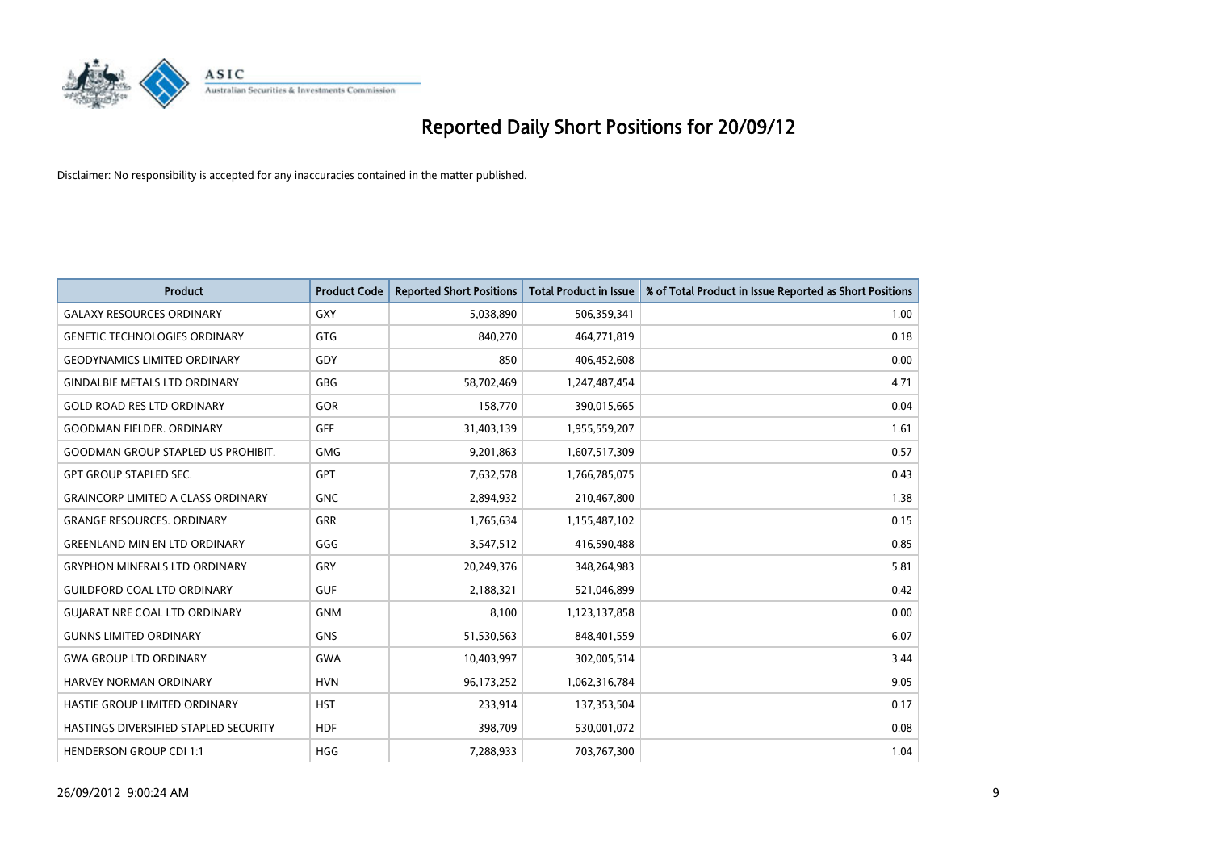# Reported Daily Short Positions for 20/09/12

Disclaimer: No responsibility is accepted for any inaccuracies contained in the matter published.

| Product | Product Code | Reported Short Positions | Total Product in Issue | % of Total Product in Issue Reported as Short Positions |
|---|---|---|---|---|
| GALAXY RESOURCES ORDINARY | GXY | 5,038,890 | 506,359,341 | 1.00 |
| GENETIC TECHNOLOGIES ORDINARY | GTG | 840,270 | 464,771,819 | 0.18 |
| GEODYNAMICS LIMITED ORDINARY | GDY | 850 | 406,452,608 | 0.00 |
| GINDALBIE METALS LTD ORDINARY | GBG | 58,702,469 | 1,247,487,454 | 4.71 |
| GOLD ROAD RES LTD ORDINARY | GOR | 158,770 | 390,015,665 | 0.04 |
| GOODMAN FIELDER. ORDINARY | GFF | 31,403,139 | 1,955,559,207 | 1.61 |
| GOODMAN GROUP STAPLED US PROHIBIT. | GMG | 9,201,863 | 1,607,517,309 | 0.57 |
| GPT GROUP STAPLED SEC. | GPT | 7,632,578 | 1,766,785,075 | 0.43 |
| GRAINCORP LIMITED A CLASS ORDINARY | GNC | 2,894,932 | 210,467,800 | 1.38 |
| GRANGE RESOURCES. ORDINARY | GRR | 1,765,634 | 1,155,487,102 | 0.15 |
| GREENLAND MIN EN LTD ORDINARY | GGG | 3,547,512 | 416,590,488 | 0.85 |
| GRYPHON MINERALS LTD ORDINARY | GRY | 20,249,376 | 348,264,983 | 5.81 |
| GUILDFORD COAL LTD ORDINARY | GUF | 2,188,321 | 521,046,899 | 0.42 |
| GUJARAT NRE COAL LTD ORDINARY | GNM | 8,100 | 1,123,137,858 | 0.00 |
| GUNNS LIMITED ORDINARY | GNS | 51,530,563 | 848,401,559 | 6.07 |
| GWA GROUP LTD ORDINARY | GWA | 10,403,997 | 302,005,514 | 3.44 |
| HARVEY NORMAN ORDINARY | HVN | 96,173,252 | 1,062,316,784 | 9.05 |
| HASTIE GROUP LIMITED ORDINARY | HST | 233,914 | 137,353,504 | 0.17 |
| HASTINGS DIVERSIFIED STAPLED SECURITY | HDF | 398,709 | 530,001,072 | 0.08 |
| HENDERSON GROUP CDI 1:1 | HGG | 7,288,933 | 703,767,300 | 1.04 |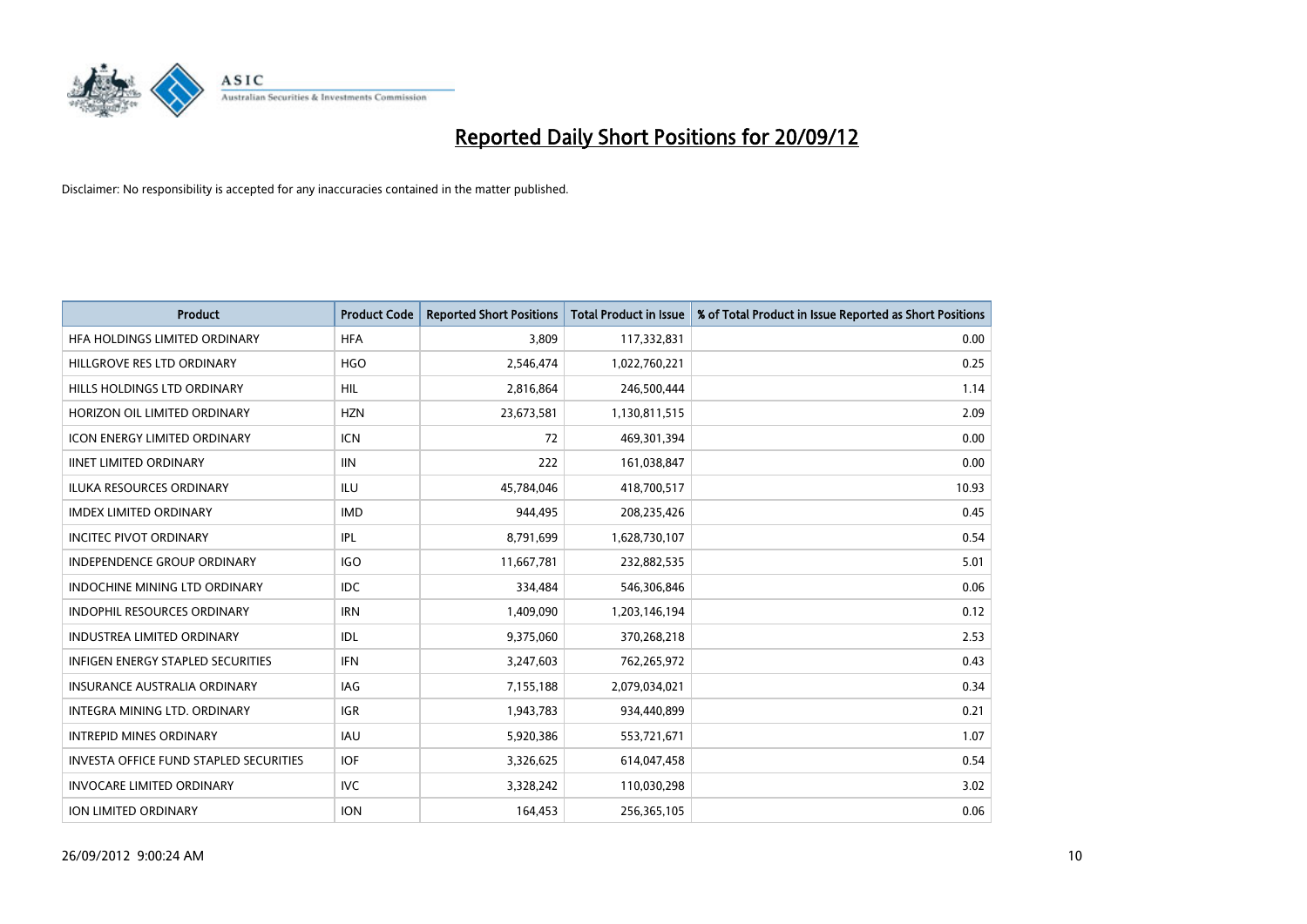# Reported Daily Short Positions for 20/09/12

Disclaimer: No responsibility is accepted for any inaccuracies contained in the matter published.

| Product | Product Code | Reported Short Positions | Total Product in Issue | % of Total Product in Issue Reported as Short Positions |
|---|---|---|---|---|
| HFA HOLDINGS LIMITED ORDINARY | HFA | 3,809 | 117,332,831 | 0.00 |
| HILLGROVE RES LTD ORDINARY | HGO | 2,546,474 | 1,022,760,221 | 0.25 |
| HILLS HOLDINGS LTD ORDINARY | HIL | 2,816,864 | 246,500,444 | 1.14 |
| HORIZON OIL LIMITED ORDINARY | HZN | 23,673,581 | 1,130,811,515 | 2.09 |
| ICON ENERGY LIMITED ORDINARY | ICN | 72 | 469,301,394 | 0.00 |
| IINET LIMITED ORDINARY | IIN | 222 | 161,038,847 | 0.00 |
| ILUKA RESOURCES ORDINARY | ILU | 45,784,046 | 418,700,517 | 10.93 |
| IMDEX LIMITED ORDINARY | IMD | 944,495 | 208,235,426 | 0.45 |
| INCITEC PIVOT ORDINARY | IPL | 8,791,699 | 1,628,730,107 | 0.54 |
| INDEPENDENCE GROUP ORDINARY | IGO | 11,667,781 | 232,882,535 | 5.01 |
| INDOCHINE MINING LTD ORDINARY | IDC | 334,484 | 546,306,846 | 0.06 |
| INDOPHIL RESOURCES ORDINARY | IRN | 1,409,090 | 1,203,146,194 | 0.12 |
| INDUSTREA LIMITED ORDINARY | IDL | 9,375,060 | 370,268,218 | 2.53 |
| INFIGEN ENERGY STAPLED SECURITIES | IFN | 3,247,603 | 762,265,972 | 0.43 |
| INSURANCE AUSTRALIA ORDINARY | IAG | 7,155,188 | 2,079,034,021 | 0.34 |
| INTEGRA MINING LTD. ORDINARY | IGR | 1,943,783 | 934,440,899 | 0.21 |
| INTREPID MINES ORDINARY | IAU | 5,920,386 | 553,721,671 | 1.07 |
| INVESTA OFFICE FUND STAPLED SECURITIES | IOF | 3,326,625 | 614,047,458 | 0.54 |
| INVOCARE LIMITED ORDINARY | IVC | 3,328,242 | 110,030,298 | 3.02 |
| ION LIMITED ORDINARY | ION | 164,453 | 256,365,105 | 0.06 |

26/09/2012 9:00:24 AM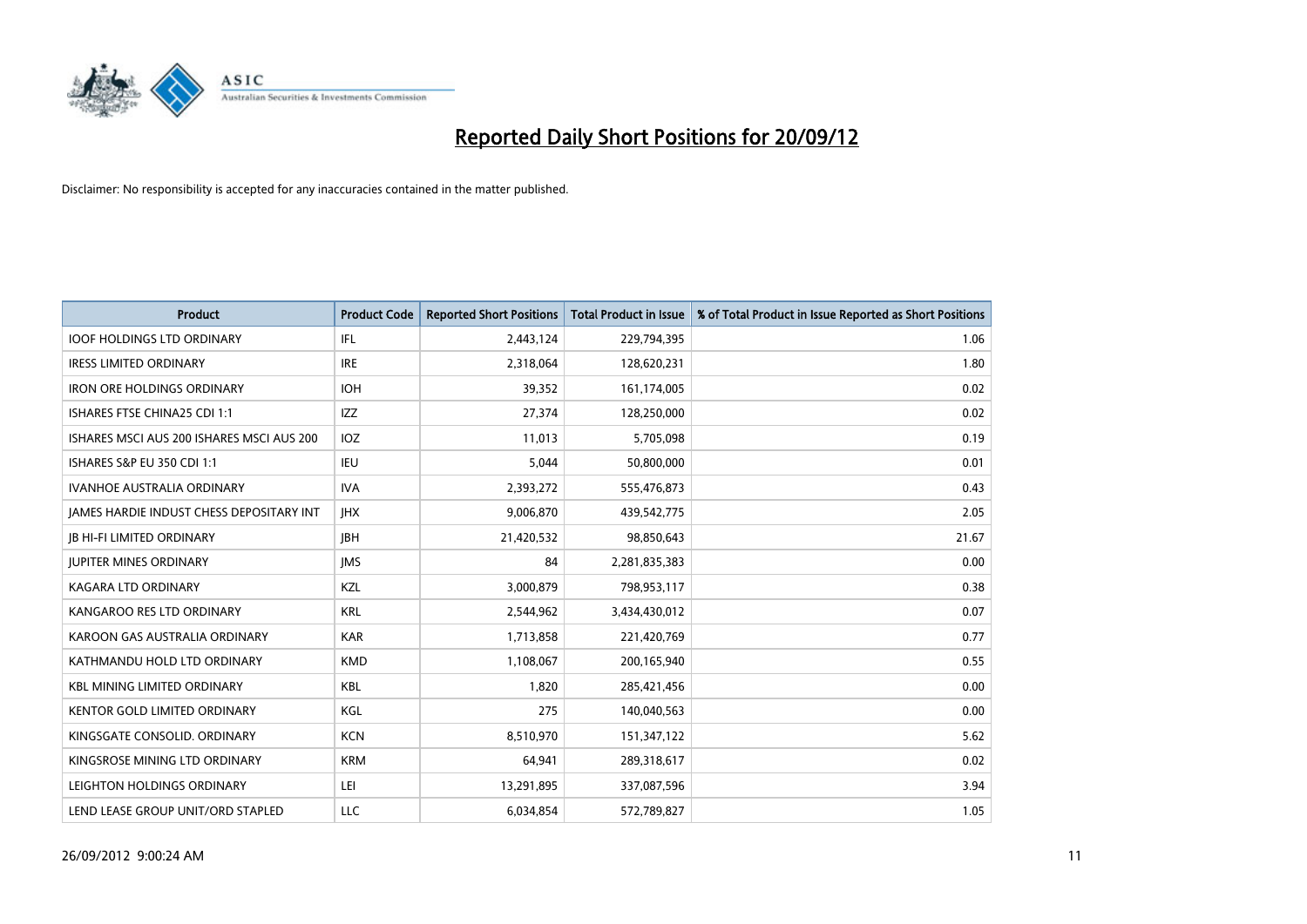# Reported Daily Short Positions for 20/09/12

Disclaimer: No responsibility is accepted for any inaccuracies contained in the matter published.

| Product | Product Code | Reported Short Positions | Total Product in Issue | % of Total Product in Issue Reported as Short Positions |
|---|---|---|---|---|
| IOOF HOLDINGS LTD ORDINARY | IFL | 2,443,124 | 229,794,395 | 1.06 |
| IRESS LIMITED ORDINARY | IRE | 2,318,064 | 128,620,231 | 1.80 |
| IRON ORE HOLDINGS ORDINARY | IOH | 39,352 | 161,174,005 | 0.02 |
| ISHARES FTSE CHINA25 CDI 1:1 | IZZ | 27,374 | 128,250,000 | 0.02 |
| ISHARES MSCI AUS 200 ISHARES MSCI AUS 200 | IOZ | 11,013 | 5,705,098 | 0.19 |
| ISHARES S&P EU 350 CDI 1:1 | IEU | 5,044 | 50,800,000 | 0.01 |
| IVANHOE AUSTRALIA ORDINARY | IVA | 2,393,272 | 555,476,873 | 0.43 |
| JAMES HARDIE INDUST CHESS DEPOSITARY INT | JHX | 9,006,870 | 439,542,775 | 2.05 |
| JB HI-FI LIMITED ORDINARY | JBH | 21,420,532 | 98,850,643 | 21.67 |
| JUPITER MINES ORDINARY | JMS | 84 | 2,281,835,383 | 0.00 |
| KAGARA LTD ORDINARY | KZL | 3,000,879 | 798,953,117 | 0.38 |
| KANGAROO RES LTD ORDINARY | KRL | 2,544,962 | 3,434,430,012 | 0.07 |
| KAROON GAS AUSTRALIA ORDINARY | KAR | 1,713,858 | 221,420,769 | 0.77 |
| KATHMANDU HOLD LTD ORDINARY | KMD | 1,108,067 | 200,165,940 | 0.55 |
| KBL MINING LIMITED ORDINARY | KBL | 1,820 | 285,421,456 | 0.00 |
| KENTOR GOLD LIMITED ORDINARY | KGL | 275 | 140,040,563 | 0.00 |
| KINGSGATE CONSOLID. ORDINARY | KCN | 8,510,970 | 151,347,122 | 5.62 |
| KINGSROSE MINING LTD ORDINARY | KRM | 64,941 | 289,318,617 | 0.02 |
| LEIGHTON HOLDINGS ORDINARY | LEI | 13,291,895 | 337,087,596 | 3.94 |
| LEND LEASE GROUP UNIT/ORD STAPLED | LLC | 6,034,854 | 572,789,827 | 1.05 |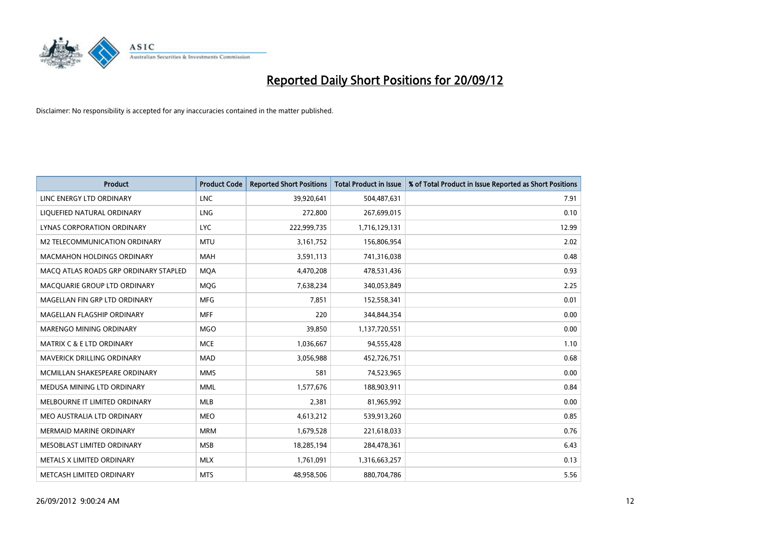# Reported Daily Short Positions for 20/09/12

Disclaimer: No responsibility is accepted for any inaccuracies contained in the matter published.

| Product | Product Code | Reported Short Positions | Total Product in Issue | % of Total Product in Issue Reported as Short Positions |
|---|---|---|---|---|
| LINC ENERGY LTD ORDINARY | LNC | 39,920,641 | 504,487,631 | 7.91 |
| LIQUEFIED NATURAL ORDINARY | LNG | 272,800 | 267,699,015 | 0.10 |
| LYNAS CORPORATION ORDINARY | LYC | 222,999,735 | 1,716,129,131 | 12.99 |
| M2 TELECOMMUNICATION ORDINARY | MTU | 3,161,752 | 156,806,954 | 2.02 |
| MACMAHON HOLDINGS ORDINARY | MAH | 3,591,113 | 741,316,038 | 0.48 |
| MACQ ATLAS ROADS GRP ORDINARY STAPLED | MQA | 4,470,208 | 478,531,436 | 0.93 |
| MACQUARIE GROUP LTD ORDINARY | MQG | 7,638,234 | 340,053,849 | 2.25 |
| MAGELLAN FIN GRP LTD ORDINARY | MFG | 7,851 | 152,558,341 | 0.01 |
| MAGELLAN FLAGSHIP ORDINARY | MFF | 220 | 344,844,354 | 0.00 |
| MARENGO MINING ORDINARY | MGO | 39,850 | 1,137,720,551 | 0.00 |
| MATRIX C & E LTD ORDINARY | MCE | 1,036,667 | 94,555,428 | 1.10 |
| MAVERICK DRILLING ORDINARY | MAD | 3,056,988 | 452,726,751 | 0.68 |
| MCMILLAN SHAKESPEARE ORDINARY | MMS | 581 | 74,523,965 | 0.00 |
| MEDUSA MINING LTD ORDINARY | MML | 1,577,676 | 188,903,911 | 0.84 |
| MELBOURNE IT LIMITED ORDINARY | MLB | 2,381 | 81,965,992 | 0.00 |
| MEO AUSTRALIA LTD ORDINARY | MEO | 4,613,212 | 539,913,260 | 0.85 |
| MERMAID MARINE ORDINARY | MRM | 1,679,528 | 221,618,033 | 0.76 |
| MESOBLAST LIMITED ORDINARY | MSB | 18,285,194 | 284,478,361 | 6.43 |
| METALS X LIMITED ORDINARY | MLX | 1,761,091 | 1,316,663,257 | 0.13 |
| METCASH LIMITED ORDINARY | MTS | 48,958,506 | 880,704,786 | 5.56 |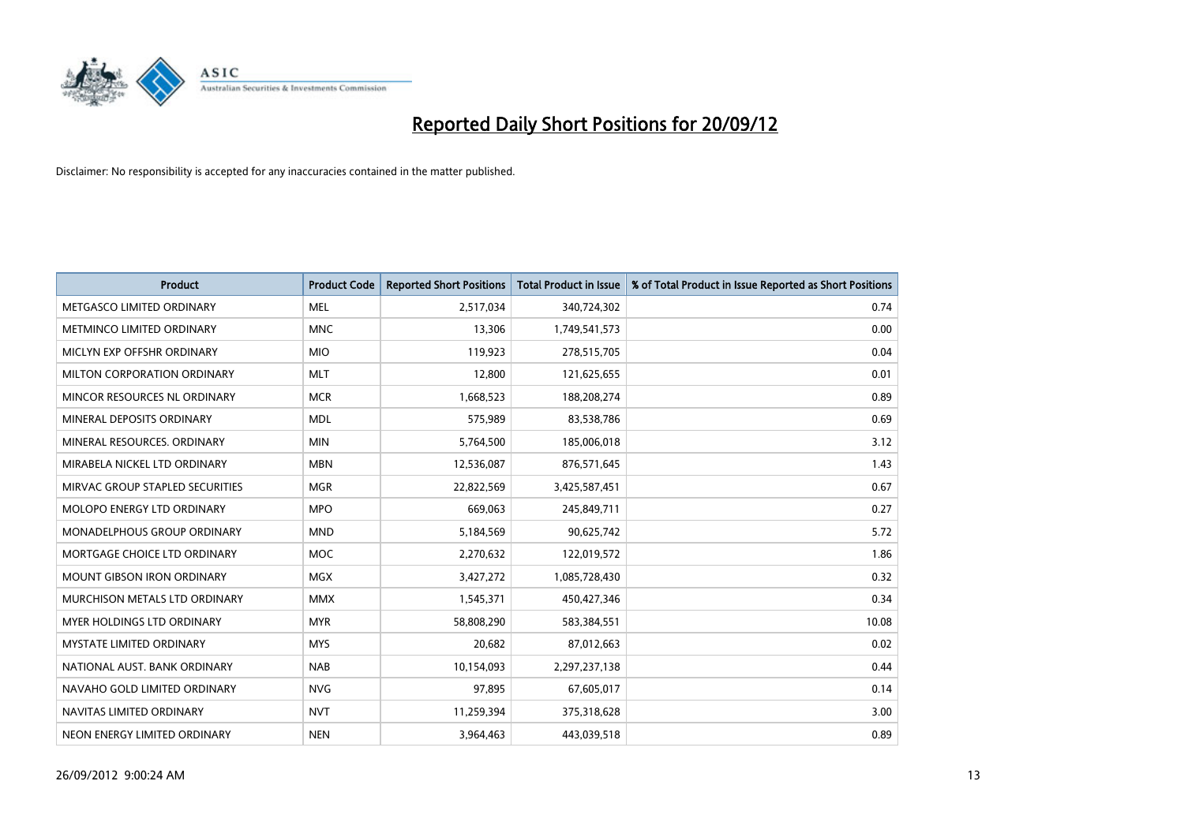# Reported Daily Short Positions for 20/09/12

Disclaimer: No responsibility is accepted for any inaccuracies contained in the matter published.

| Product | Product Code | Reported Short Positions | Total Product in Issue | % of Total Product in Issue Reported as Short Positions |
|---|---|---|---|---|
| METGASCO LIMITED ORDINARY | MEL | 2,517,034 | 340,724,302 | 0.74 |
| METMINCO LIMITED ORDINARY | MNC | 13,306 | 1,749,541,573 | 0.00 |
| MICLYN EXP OFFSHR ORDINARY | MIO | 119,923 | 278,515,705 | 0.04 |
| MILTON CORPORATION ORDINARY | MLT | 12,800 | 121,625,655 | 0.01 |
| MINCOR RESOURCES NL ORDINARY | MCR | 1,668,523 | 188,208,274 | 0.89 |
| MINERAL DEPOSITS ORDINARY | MDL | 575,989 | 83,538,786 | 0.69 |
| MINERAL RESOURCES. ORDINARY | MIN | 5,764,500 | 185,006,018 | 3.12 |
| MIRABELA NICKEL LTD ORDINARY | MBN | 12,536,087 | 876,571,645 | 1.43 |
| MIRVAC GROUP STAPLED SECURITIES | MGR | 22,822,569 | 3,425,587,451 | 0.67 |
| MOLOPO ENERGY LTD ORDINARY | MPO | 669,063 | 245,849,711 | 0.27 |
| MONADELPHOUS GROUP ORDINARY | MND | 5,184,569 | 90,625,742 | 5.72 |
| MORTGAGE CHOICE LTD ORDINARY | MOC | 2,270,632 | 122,019,572 | 1.86 |
| MOUNT GIBSON IRON ORDINARY | MGX | 3,427,272 | 1,085,728,430 | 0.32 |
| MURCHISON METALS LTD ORDINARY | MMX | 1,545,371 | 450,427,346 | 0.34 |
| MYER HOLDINGS LTD ORDINARY | MYR | 58,808,290 | 583,384,551 | 10.08 |
| MYSTATE LIMITED ORDINARY | MYS | 20,682 | 87,012,663 | 0.02 |
| NATIONAL AUST. BANK ORDINARY | NAB | 10,154,093 | 2,297,237,138 | 0.44 |
| NAVAHO GOLD LIMITED ORDINARY | NVG | 97,895 | 67,605,017 | 0.14 |
| NAVITAS LIMITED ORDINARY | NVT | 11,259,394 | 375,318,628 | 3.00 |
| NEON ENERGY LIMITED ORDINARY | NEN | 3,964,463 | 443,039,518 | 0.89 |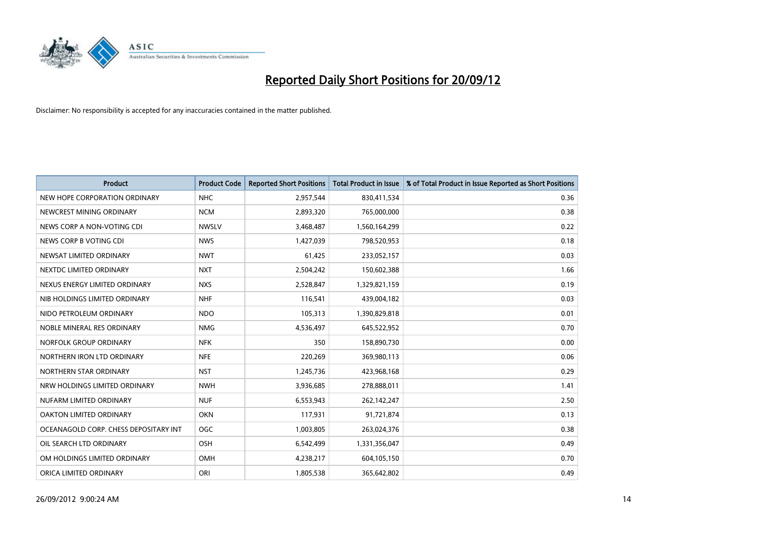# Reported Daily Short Positions for 20/09/12

Disclaimer: No responsibility is accepted for any inaccuracies contained in the matter published.

| Product | Product Code | Reported Short Positions | Total Product in Issue | % of Total Product in Issue Reported as Short Positions |
|---|---|---|---|---|
| NEW HOPE CORPORATION ORDINARY | NHC | 2,957,544 | 830,411,534 | 0.36 |
| NEWCREST MINING ORDINARY | NCM | 2,893,320 | 765,000,000 | 0.38 |
| NEWS CORP A NON-VOTING CDI | NWSLV | 3,468,487 | 1,560,164,299 | 0.22 |
| NEWS CORP B VOTING CDI | NWS | 1,427,039 | 798,520,953 | 0.18 |
| NEWSAT LIMITED ORDINARY | NWT | 61,425 | 233,052,157 | 0.03 |
| NEXTDC LIMITED ORDINARY | NXT | 2,504,242 | 150,602,388 | 1.66 |
| NEXUS ENERGY LIMITED ORDINARY | NXS | 2,528,847 | 1,329,821,159 | 0.19 |
| NIB HOLDINGS LIMITED ORDINARY | NHF | 116,541 | 439,004,182 | 0.03 |
| NIDO PETROLEUM ORDINARY | NDO | 105,313 | 1,390,829,818 | 0.01 |
| NOBLE MINERAL RES ORDINARY | NMG | 4,536,497 | 645,522,952 | 0.70 |
| NORFOLK GROUP ORDINARY | NFK | 350 | 158,890,730 | 0.00 |
| NORTHERN IRON LTD ORDINARY | NFE | 220,269 | 369,980,113 | 0.06 |
| NORTHERN STAR ORDINARY | NST | 1,245,736 | 423,968,168 | 0.29 |
| NRW HOLDINGS LIMITED ORDINARY | NWH | 3,936,685 | 278,888,011 | 1.41 |
| NUFARM LIMITED ORDINARY | NUF | 6,553,943 | 262,142,247 | 2.50 |
| OAKTON LIMITED ORDINARY | OKN | 117,931 | 91,721,874 | 0.13 |
| OCEANAGOLD CORP. CHESS DEPOSITARY INT | OGC | 1,003,805 | 263,024,376 | 0.38 |
| OIL SEARCH LTD ORDINARY | OSH | 6,542,499 | 1,331,356,047 | 0.49 |
| OM HOLDINGS LIMITED ORDINARY | OMH | 4,238,217 | 604,105,150 | 0.70 |
| ORICA LIMITED ORDINARY | ORI | 1,805,538 | 365,642,802 | 0.49 |

26/09/2012 9:00:24 AM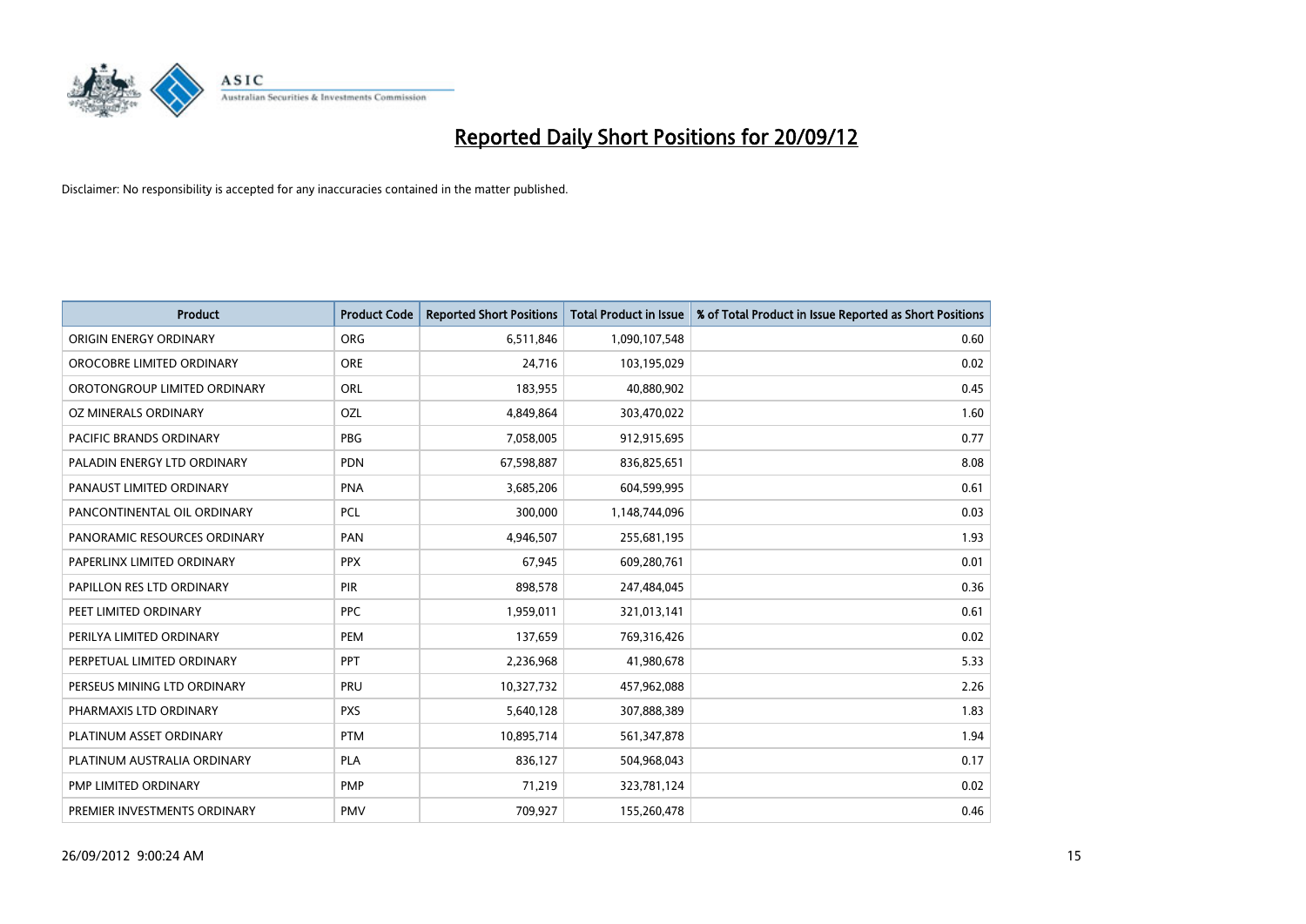# Reported Daily Short Positions for 20/09/12

Disclaimer: No responsibility is accepted for any inaccuracies contained in the matter published.

| Product | Product Code | Reported Short Positions | Total Product in Issue | % of Total Product in Issue Reported as Short Positions |
|---|---|---|---|---|
| ORIGIN ENERGY ORDINARY | ORG | 6,511,846 | 1,090,107,548 | 0.60 |
| OROCOBRE LIMITED ORDINARY | ORE | 24,716 | 103,195,029 | 0.02 |
| OROTONGROUP LIMITED ORDINARY | ORL | 183,955 | 40,880,902 | 0.45 |
| OZ MINERALS ORDINARY | OZL | 4,849,864 | 303,470,022 | 1.60 |
| PACIFIC BRANDS ORDINARY | PBG | 7,058,005 | 912,915,695 | 0.77 |
| PALADIN ENERGY LTD ORDINARY | PDN | 67,598,887 | 836,825,651 | 8.08 |
| PANAUST LIMITED ORDINARY | PNA | 3,685,206 | 604,599,995 | 0.61 |
| PANCONTINENTAL OIL ORDINARY | PCL | 300,000 | 1,148,744,096 | 0.03 |
| PANORAMIC RESOURCES ORDINARY | PAN | 4,946,507 | 255,681,195 | 1.93 |
| PAPERLINX LIMITED ORDINARY | PPX | 67,945 | 609,280,761 | 0.01 |
| PAPILLON RES LTD ORDINARY | PIR | 898,578 | 247,484,045 | 0.36 |
| PEET LIMITED ORDINARY | PPC | 1,959,011 | 321,013,141 | 0.61 |
| PERILYA LIMITED ORDINARY | PEM | 137,659 | 769,316,426 | 0.02 |
| PERPETUAL LIMITED ORDINARY | PPT | 2,236,968 | 41,980,678 | 5.33 |
| PERSEUS MINING LTD ORDINARY | PRU | 10,327,732 | 457,962,088 | 2.26 |
| PHARMAXIS LTD ORDINARY | PXS | 5,640,128 | 307,888,389 | 1.83 |
| PLATINUM ASSET ORDINARY | PTM | 10,895,714 | 561,347,878 | 1.94 |
| PLATINUM AUSTRALIA ORDINARY | PLA | 836,127 | 504,968,043 | 0.17 |
| PMP LIMITED ORDINARY | PMP | 71,219 | 323,781,124 | 0.02 |
| PREMIER INVESTMENTS ORDINARY | PMV | 709,927 | 155,260,478 | 0.46 |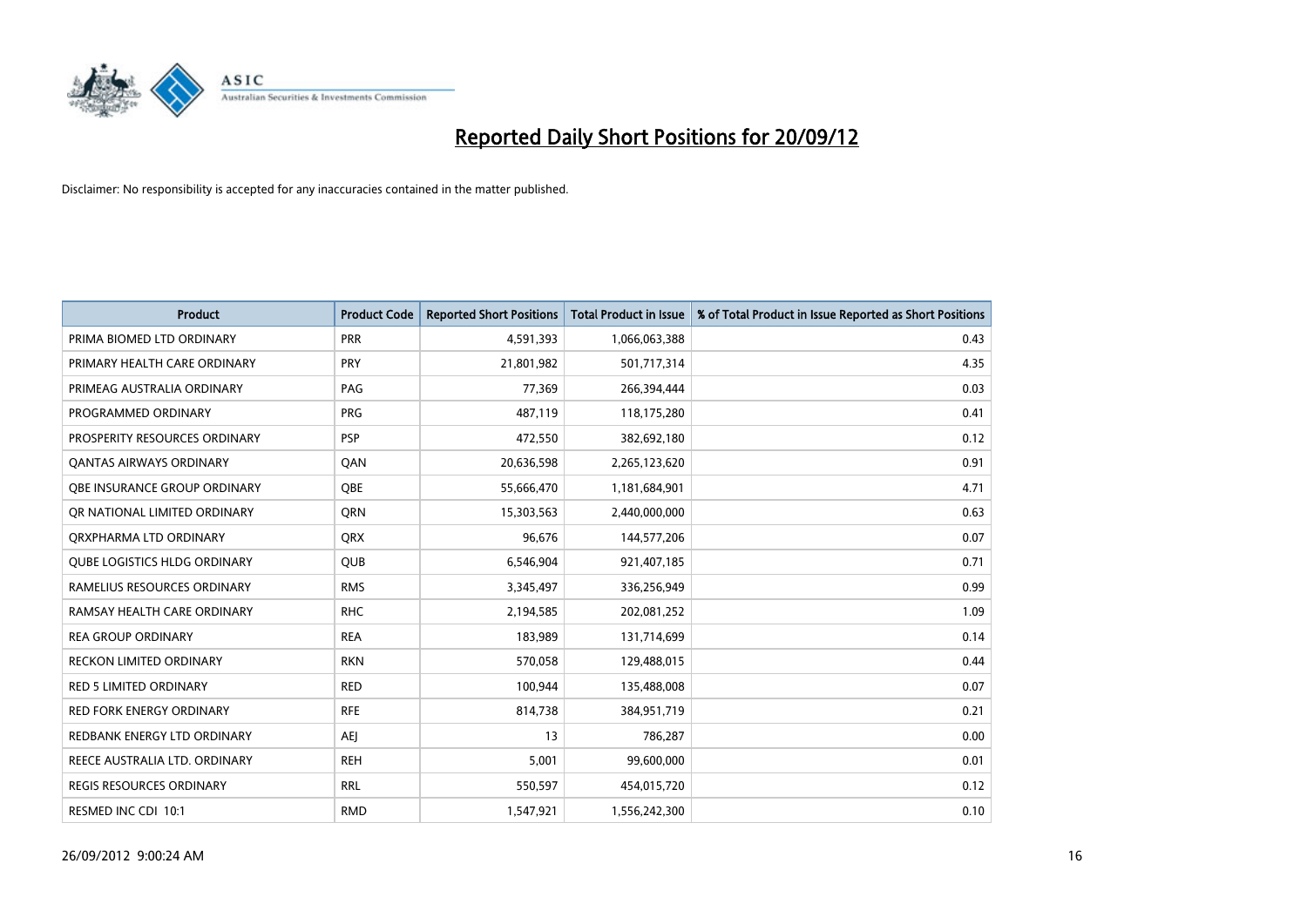# Reported Daily Short Positions for 20/09/12

Disclaimer: No responsibility is accepted for any inaccuracies contained in the matter published.

| Product | Product Code | Reported Short Positions | Total Product in Issue | % of Total Product in Issue Reported as Short Positions |
|---|---|---|---|---|
| PRIMA BIOMED LTD ORDINARY | PRR | 4,591,393 | 1,066,063,388 | 0.43 |
| PRIMARY HEALTH CARE ORDINARY | PRY | 21,801,982 | 501,717,314 | 4.35 |
| PRIMEAG AUSTRALIA ORDINARY | PAG | 77,369 | 266,394,444 | 0.03 |
| PROGRAMMED ORDINARY | PRG | 487,119 | 118,175,280 | 0.41 |
| PROSPERITY RESOURCES ORDINARY | PSP | 472,550 | 382,692,180 | 0.12 |
| QANTAS AIRWAYS ORDINARY | QAN | 20,636,598 | 2,265,123,620 | 0.91 |
| QBE INSURANCE GROUP ORDINARY | QBE | 55,666,470 | 1,181,684,901 | 4.71 |
| QR NATIONAL LIMITED ORDINARY | QRN | 15,303,563 | 2,440,000,000 | 0.63 |
| QRXPHARMA LTD ORDINARY | QRX | 96,676 | 144,577,206 | 0.07 |
| QUBE LOGISTICS HLDG ORDINARY | QUB | 6,546,904 | 921,407,185 | 0.71 |
| RAMELIUS RESOURCES ORDINARY | RMS | 3,345,497 | 336,256,949 | 0.99 |
| RAMSAY HEALTH CARE ORDINARY | RHC | 2,194,585 | 202,081,252 | 1.09 |
| REA GROUP ORDINARY | REA | 183,989 | 131,714,699 | 0.14 |
| RECKON LIMITED ORDINARY | RKN | 570,058 | 129,488,015 | 0.44 |
| RED 5 LIMITED ORDINARY | RED | 100,944 | 135,488,008 | 0.07 |
| RED FORK ENERGY ORDINARY | RFE | 814,738 | 384,951,719 | 0.21 |
| REDBANK ENERGY LTD ORDINARY | AEJ | 13 | 786,287 | 0.00 |
| REECE AUSTRALIA LTD. ORDINARY | REH | 5,001 | 99,600,000 | 0.01 |
| REGIS RESOURCES ORDINARY | RRL | 550,597 | 454,015,720 | 0.12 |
| RESMED INC CDI 10:1 | RMD | 1,547,921 | 1,556,242,300 | 0.10 |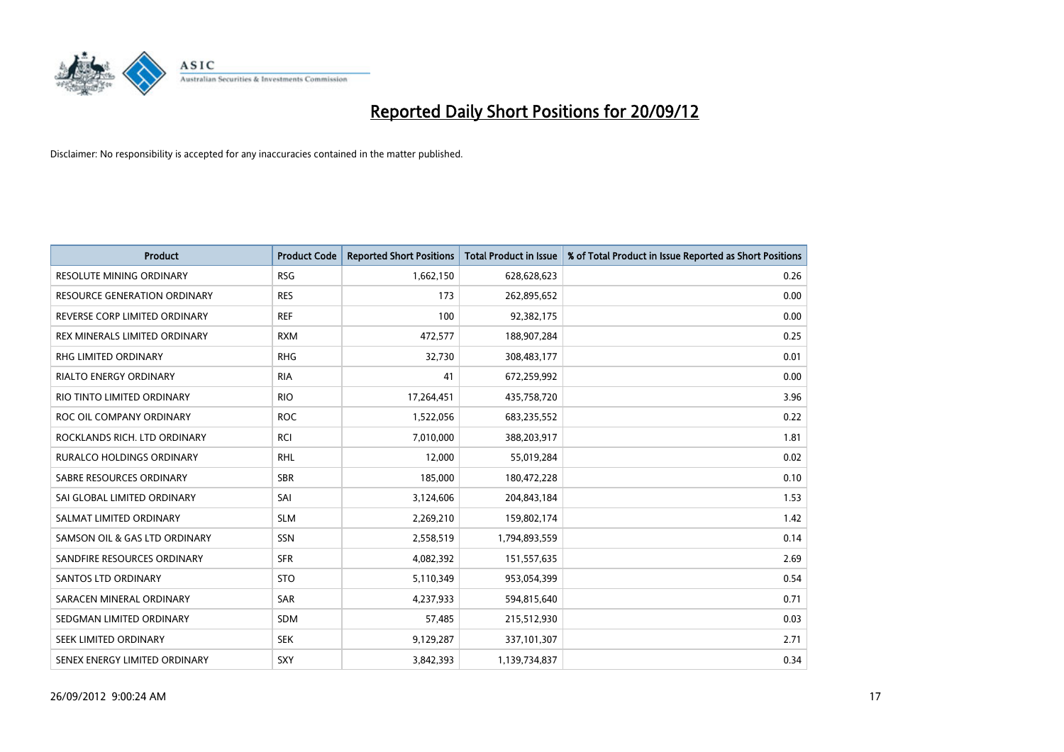# Reported Daily Short Positions for 20/09/12

Disclaimer: No responsibility is accepted for any inaccuracies contained in the matter published.

| Product | Product Code | Reported Short Positions | Total Product in Issue | % of Total Product in Issue Reported as Short Positions |
|---|---|---|---|---|
| RESOLUTE MINING ORDINARY | RSG | 1,662,150 | 628,628,623 | 0.26 |
| RESOURCE GENERATION ORDINARY | RES | 173 | 262,895,652 | 0.00 |
| REVERSE CORP LIMITED ORDINARY | REF | 100 | 92,382,175 | 0.00 |
| REX MINERALS LIMITED ORDINARY | RXM | 472,577 | 188,907,284 | 0.25 |
| RHG LIMITED ORDINARY | RHG | 32,730 | 308,483,177 | 0.01 |
| RIALTO ENERGY ORDINARY | RIA | 41 | 672,259,992 | 0.00 |
| RIO TINTO LIMITED ORDINARY | RIO | 17,264,451 | 435,758,720 | 3.96 |
| ROC OIL COMPANY ORDINARY | ROC | 1,522,056 | 683,235,552 | 0.22 |
| ROCKLANDS RICH. LTD ORDINARY | RCI | 7,010,000 | 388,203,917 | 1.81 |
| RURALCO HOLDINGS ORDINARY | RHL | 12,000 | 55,019,284 | 0.02 |
| SABRE RESOURCES ORDINARY | SBR | 185,000 | 180,472,228 | 0.10 |
| SAI GLOBAL LIMITED ORDINARY | SAI | 3,124,606 | 204,843,184 | 1.53 |
| SALMAT LIMITED ORDINARY | SLM | 2,269,210 | 159,802,174 | 1.42 |
| SAMSON OIL & GAS LTD ORDINARY | SSN | 2,558,519 | 1,794,893,559 | 0.14 |
| SANDFIRE RESOURCES ORDINARY | SFR | 4,082,392 | 151,557,635 | 2.69 |
| SANTOS LTD ORDINARY | STO | 5,110,349 | 953,054,399 | 0.54 |
| SARACEN MINERAL ORDINARY | SAR | 4,237,933 | 594,815,640 | 0.71 |
| SEDGMAN LIMITED ORDINARY | SDM | 57,485 | 215,512,930 | 0.03 |
| SEEK LIMITED ORDINARY | SEK | 9,129,287 | 337,101,307 | 2.71 |
| SENEX ENERGY LIMITED ORDINARY | SXY | 3,842,393 | 1,139,734,837 | 0.34 |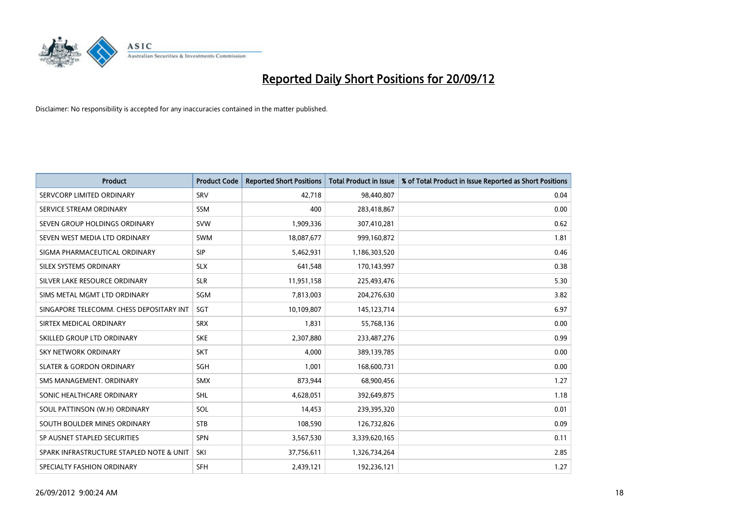# Reported Daily Short Positions for 20/09/12

Disclaimer: No responsibility is accepted for any inaccuracies contained in the matter published.

| Product | Product Code | Reported Short Positions | Total Product in Issue | % of Total Product in Issue Reported as Short Positions |
|---|---|---|---|---|
| SERVCORP LIMITED ORDINARY | SRV | 42,718 | 98,440,807 | 0.04 |
| SERVICE STREAM ORDINARY | SSM | 400 | 283,418,867 | 0.00 |
| SEVEN GROUP HOLDINGS ORDINARY | SVW | 1,909,336 | 307,410,281 | 0.62 |
| SEVEN WEST MEDIA LTD ORDINARY | SWM | 18,087,677 | 999,160,872 | 1.81 |
| SIGMA PHARMACEUTICAL ORDINARY | SIP | 5,462,931 | 1,186,303,520 | 0.46 |
| SILEX SYSTEMS ORDINARY | SLX | 641,548 | 170,143,997 | 0.38 |
| SILVER LAKE RESOURCE ORDINARY | SLR | 11,951,158 | 225,493,476 | 5.30 |
| SIMS METAL MGMT LTD ORDINARY | SGM | 7,813,003 | 204,276,630 | 3.82 |
| SINGAPORE TELECOMM. CHESS DEPOSITARY INT | SGT | 10,109,807 | 145,123,714 | 6.97 |
| SIRTEX MEDICAL ORDINARY | SRX | 1,831 | 55,768,136 | 0.00 |
| SKILLED GROUP LTD ORDINARY | SKE | 2,307,880 | 233,487,276 | 0.99 |
| SKY NETWORK ORDINARY | SKT | 4,000 | 389,139,785 | 0.00 |
| SLATER & GORDON ORDINARY | SGH | 1,001 | 168,600,731 | 0.00 |
| SMS MANAGEMENT. ORDINARY | SMX | 873,944 | 68,900,456 | 1.27 |
| SONIC HEALTHCARE ORDINARY | SHL | 4,628,051 | 392,649,875 | 1.18 |
| SOUL PATTINSON (W.H) ORDINARY | SOL | 14,453 | 239,395,320 | 0.01 |
| SOUTH BOULDER MINES ORDINARY | STB | 108,590 | 126,732,826 | 0.09 |
| SP AUSNET STAPLED SECURITIES | SPN | 3,567,530 | 3,339,620,165 | 0.11 |
| SPARK INFRASTRUCTURE STAPLED NOTE & UNIT | SKI | 37,756,611 | 1,326,734,264 | 2.85 |
| SPECIALTY FASHION ORDINARY | SFH | 2,439,121 | 192,236,121 | 1.27 |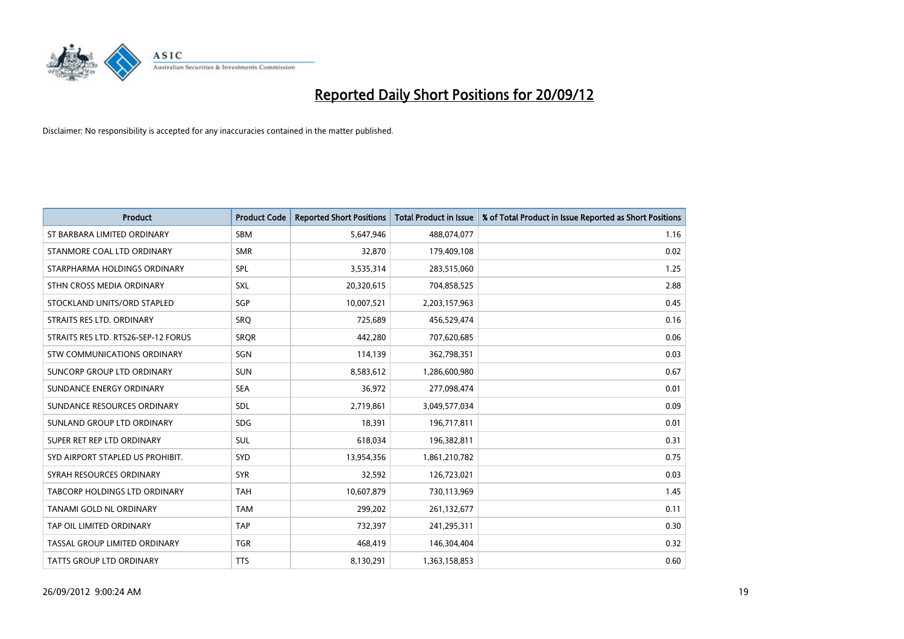# Reported Daily Short Positions for 20/09/12

Disclaimer: No responsibility is accepted for any inaccuracies contained in the matter published.

| Product | Product Code | Reported Short Positions | Total Product in Issue | % of Total Product in Issue Reported as Short Positions |
| --- | --- | --- | --- | --- |
| ST BARBARA LIMITED ORDINARY | SBM | 5,647,946 | 488,074,077 | 1.16 |
| STANMORE COAL LTD ORDINARY | SMR | 32,870 | 179,409,108 | 0.02 |
| STARPHARMA HOLDINGS ORDINARY | SPL | 3,535,314 | 283,515,060 | 1.25 |
| STHN CROSS MEDIA ORDINARY | SXL | 20,320,615 | 704,858,525 | 2.88 |
| STOCKLAND UNITS/ORD STAPLED | SGP | 10,007,521 | 2,203,157,963 | 0.45 |
| STRAITS RES LTD. ORDINARY | SRQ | 725,689 | 456,529,474 | 0.16 |
| STRAITS RES LTD. RTS26-SEP-12 FORUS | SRQR | 442,280 | 707,620,685 | 0.06 |
| STW COMMUNICATIONS ORDINARY | SGN | 114,139 | 362,798,351 | 0.03 |
| SUNCORP GROUP LTD ORDINARY | SUN | 8,583,612 | 1,286,600,980 | 0.67 |
| SUNDANCE ENERGY ORDINARY | SEA | 36,972 | 277,098,474 | 0.01 |
| SUNDANCE RESOURCES ORDINARY | SDL | 2,719,861 | 3,049,577,034 | 0.09 |
| SUNLAND GROUP LTD ORDINARY | SDG | 18,391 | 196,717,811 | 0.01 |
| SUPER RET REP LTD ORDINARY | SUL | 618,034 | 196,382,811 | 0.31 |
| SYD AIRPORT STAPLED US PROHIBIT. | SYD | 13,954,356 | 1,861,210,782 | 0.75 |
| SYRAH RESOURCES ORDINARY | SYR | 32,592 | 126,723,021 | 0.03 |
| TABCORP HOLDINGS LTD ORDINARY | TAH | 10,607,879 | 730,113,969 | 1.45 |
| TANAMI GOLD NL ORDINARY | TAM | 299,202 | 261,132,677 | 0.11 |
| TAP OIL LIMITED ORDINARY | TAP | 732,397 | 241,295,311 | 0.30 |
| TASSAL GROUP LIMITED ORDINARY | TGR | 468,419 | 146,304,404 | 0.32 |
| TATTS GROUP LTD ORDINARY | TTS | 8,130,291 | 1,363,158,853 | 0.60 |

26/09/2012 9:00:24 AM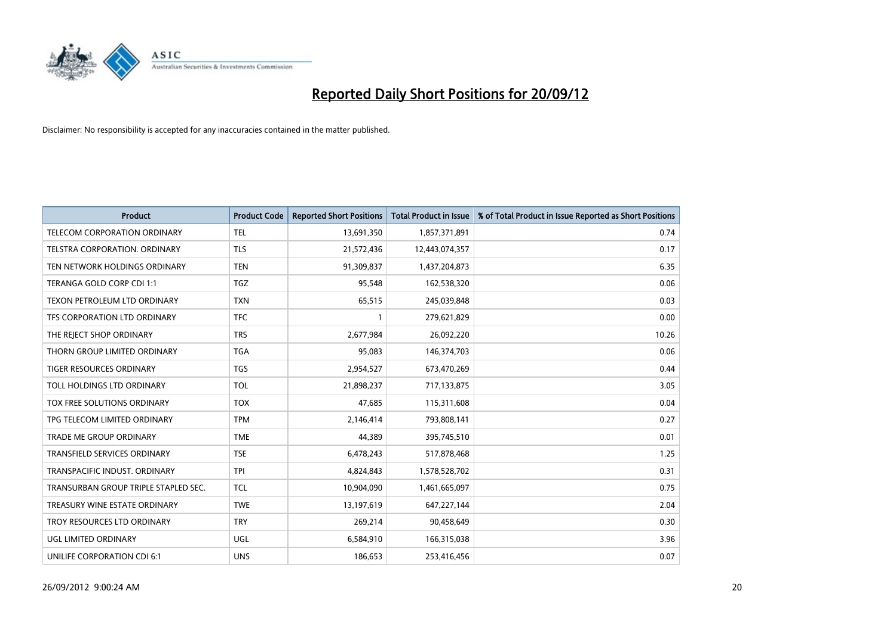# Reported Daily Short Positions for 20/09/12

Disclaimer: No responsibility is accepted for any inaccuracies contained in the matter published.

| Product | Product Code | Reported Short Positions | Total Product in Issue | % of Total Product in Issue Reported as Short Positions |
|---|---|---|---|---|
| TELECOM CORPORATION ORDINARY | TEL | 13,691,350 | 1,857,371,891 | 0.74 |
| TELSTRA CORPORATION. ORDINARY | TLS | 21,572,436 | 12,443,074,357 | 0.17 |
| TEN NETWORK HOLDINGS ORDINARY | TEN | 91,309,837 | 1,437,204,873 | 6.35 |
| TERANGA GOLD CORP CDI 1:1 | TGZ | 95,548 | 162,538,320 | 0.06 |
| TEXON PETROLEUM LTD ORDINARY | TXN | 65,515 | 245,039,848 | 0.03 |
| TFS CORPORATION LTD ORDINARY | TFC | 1 | 279,621,829 | 0.00 |
| THE REJECT SHOP ORDINARY | TRS | 2,677,984 | 26,092,220 | 10.26 |
| THORN GROUP LIMITED ORDINARY | TGA | 95,083 | 146,374,703 | 0.06 |
| TIGER RESOURCES ORDINARY | TGS | 2,954,527 | 673,470,269 | 0.44 |
| TOLL HOLDINGS LTD ORDINARY | TOL | 21,898,237 | 717,133,875 | 3.05 |
| TOX FREE SOLUTIONS ORDINARY | TOX | 47,685 | 115,311,608 | 0.04 |
| TPG TELECOM LIMITED ORDINARY | TPM | 2,146,414 | 793,808,141 | 0.27 |
| TRADE ME GROUP ORDINARY | TME | 44,389 | 395,745,510 | 0.01 |
| TRANSFIELD SERVICES ORDINARY | TSE | 6,478,243 | 517,878,468 | 1.25 |
| TRANSPACIFIC INDUST. ORDINARY | TPI | 4,824,843 | 1,578,528,702 | 0.31 |
| TRANSURBAN GROUP TRIPLE STAPLED SEC. | TCL | 10,904,090 | 1,461,665,097 | 0.75 |
| TREASURY WINE ESTATE ORDINARY | TWE | 13,197,619 | 647,227,144 | 2.04 |
| TROY RESOURCES LTD ORDINARY | TRY | 269,214 | 90,458,649 | 0.30 |
| UGL LIMITED ORDINARY | UGL | 6,584,910 | 166,315,038 | 3.96 |
| UNILIFE CORPORATION CDI 6:1 | UNS | 186,653 | 253,416,456 | 0.07 |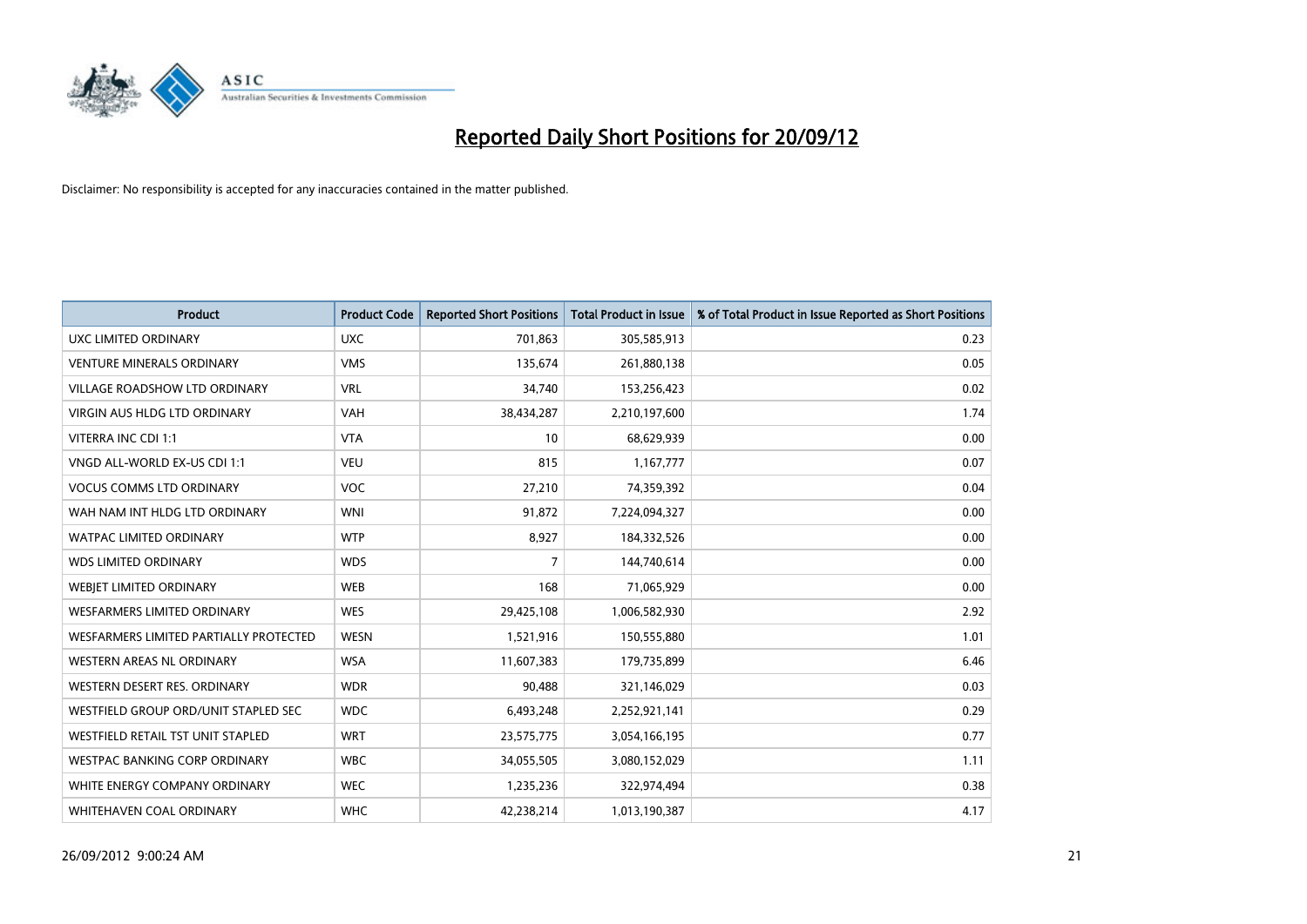# Reported Daily Short Positions for 20/09/12

Disclaimer: No responsibility is accepted for any inaccuracies contained in the matter published.

| Product | Product Code | Reported Short Positions | Total Product in Issue | % of Total Product in Issue Reported as Short Positions |
|---|---|---|---|---|
| UXC LIMITED ORDINARY | UXC | 701,863 | 305,585,913 | 0.23 |
| VENTURE MINERALS ORDINARY | VMS | 135,674 | 261,880,138 | 0.05 |
| VILLAGE ROADSHOW LTD ORDINARY | VRL | 34,740 | 153,256,423 | 0.02 |
| VIRGIN AUS HLDG LTD ORDINARY | VAH | 38,434,287 | 2,210,197,600 | 1.74 |
| VITERRA INC CDI 1:1 | VTA | 10 | 68,629,939 | 0.00 |
| VNGD ALL-WORLD EX-US CDI 1:1 | VEU | 815 | 1,167,777 | 0.07 |
| VOCUS COMMS LTD ORDINARY | VOC | 27,210 | 74,359,392 | 0.04 |
| WAH NAM INT HLDG LTD ORDINARY | WNI | 91,872 | 7,224,094,327 | 0.00 |
| WATPAC LIMITED ORDINARY | WTP | 8,927 | 184,332,526 | 0.00 |
| WDS LIMITED ORDINARY | WDS | 7 | 144,740,614 | 0.00 |
| WEBJET LIMITED ORDINARY | WEB | 168 | 71,065,929 | 0.00 |
| WESFARMERS LIMITED ORDINARY | WES | 29,425,108 | 1,006,582,930 | 2.92 |
| WESFARMERS LIMITED PARTIALLY PROTECTED | WESN | 1,521,916 | 150,555,880 | 1.01 |
| WESTERN AREAS NL ORDINARY | WSA | 11,607,383 | 179,735,899 | 6.46 |
| WESTERN DESERT RES. ORDINARY | WDR | 90,488 | 321,146,029 | 0.03 |
| WESTFIELD GROUP ORD/UNIT STAPLED SEC | WDC | 6,493,248 | 2,252,921,141 | 0.29 |
| WESTFIELD RETAIL TST UNIT STAPLED | WRT | 23,575,775 | 3,054,166,195 | 0.77 |
| WESTPAC BANKING CORP ORDINARY | WBC | 34,055,505 | 3,080,152,029 | 1.11 |
| WHITE ENERGY COMPANY ORDINARY | WEC | 1,235,236 | 322,974,494 | 0.38 |
| WHITEHAVEN COAL ORDINARY | WHC | 42,238,214 | 1,013,190,387 | 4.17 |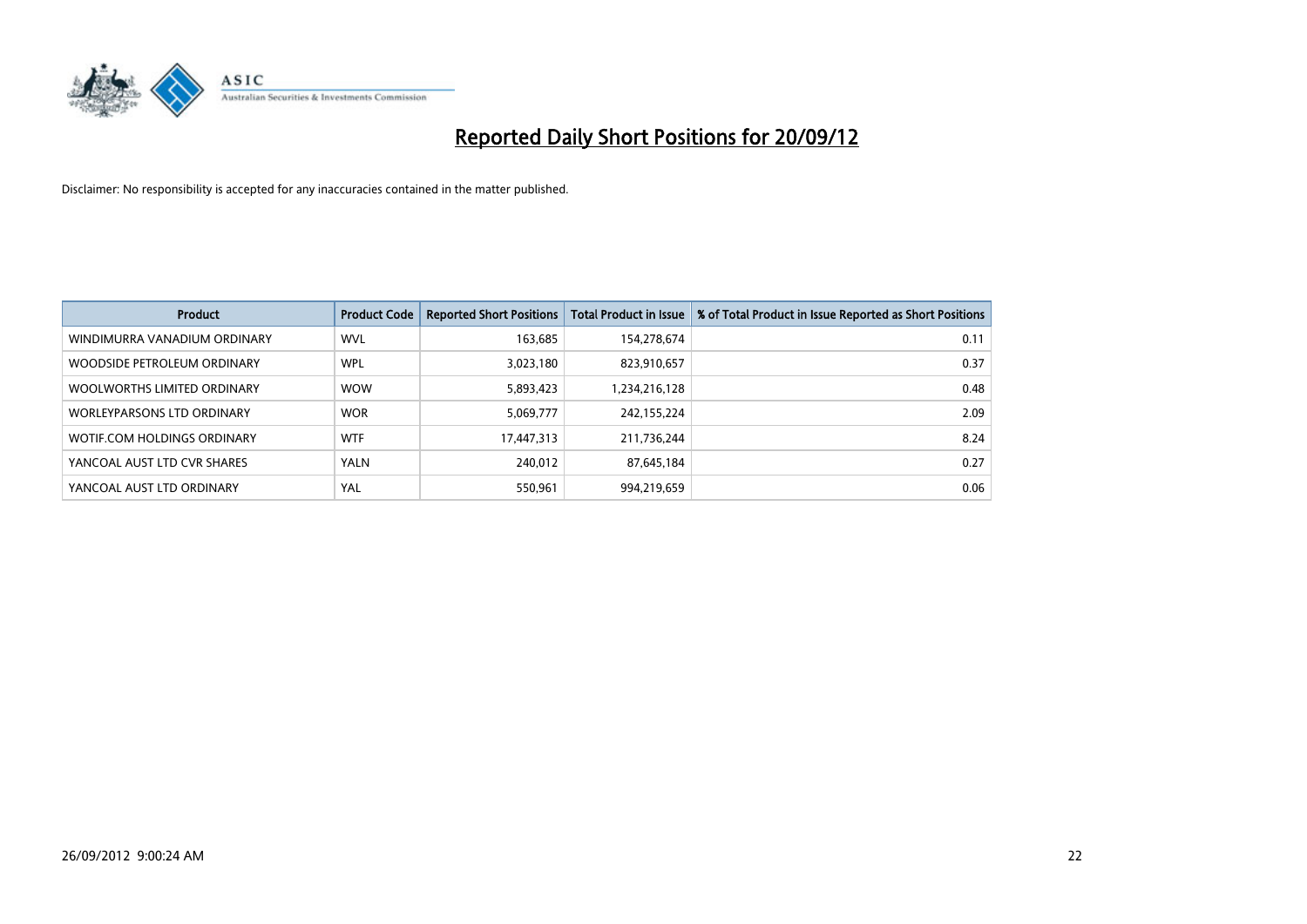# Reported Daily Short Positions for 20/09/12

Disclaimer: No responsibility is accepted for any inaccuracies contained in the matter published.

| Product | Product Code | Reported Short Positions | Total Product in Issue | % of Total Product in Issue Reported as Short Positions |
|---|---|---|---|---|
| WINDIMURRA VANADIUM ORDINARY | WVL | 163,685 | 154,278,674 | 0.11 |
| WOODSIDE PETROLEUM ORDINARY | WPL | 3,023,180 | 823,910,657 | 0.37 |
| WOOLWORTHS LIMITED ORDINARY | WOW | 5,893,423 | 1,234,216,128 | 0.48 |
| WORLEYPARSONS LTD ORDINARY | WOR | 5,069,777 | 242,155,224 | 2.09 |
| WOTIF.COM HOLDINGS ORDINARY | WTF | 17,447,313 | 211,736,244 | 8.24 |
| YANCOAL AUST LTD CVR SHARES | YALN | 240,012 | 87,645,184 | 0.27 |
| YANCOAL AUST LTD ORDINARY | YAL | 550,961 | 994,219,659 | 0.06 |

26/09/2012 9:00:24 AM